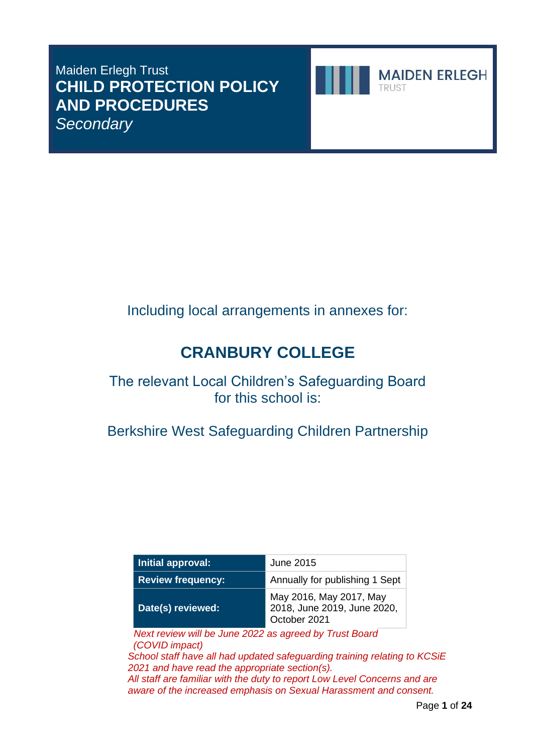Maiden Erlegh Trust

# CHILD PROTECTION POLICY AND PROCEDURES

*Secondary*

MAIDEN ERLEGH TRUST

Including local arrangements in annexes for:

## CRANBURY COLLEGE

The relevant Local Children's Safeguarding Board for this school is:

Berkshire West Safeguarding Children Partnership

| **Initial approval:** | June 2015 |
| --- | --- |
| **Review frequency:** | Annually for publishing 1 Sept |
| **Date(s) reviewed:** | May 2016, May 2017, May 2018, June 2019, June 2020, October 2021 |

*Next review will be June 2022 as agreed by Trust Board (COVID impact)*

*School staff have all had updated safeguarding training relating to KCSiE 2021 and have read the appropriate section(s).*

*All staff are familiar with the duty to report Low Level Concerns and are aware of the increased emphasis on Sexual Harassment and consent.*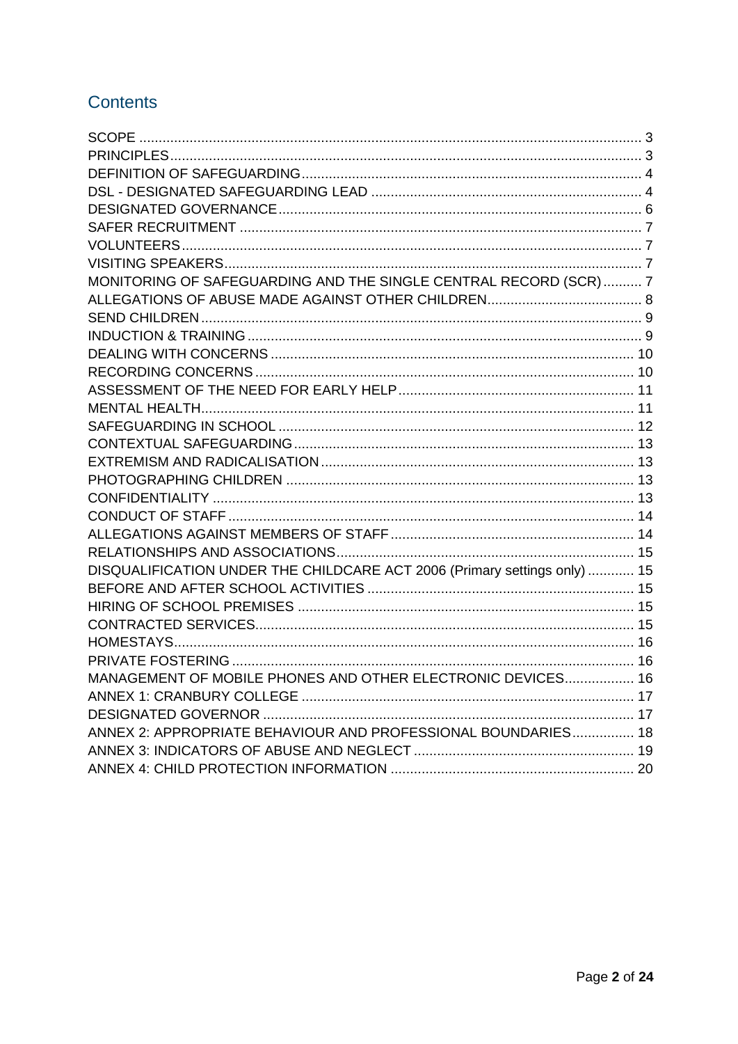## Contents

| | |
|---|---|
| SCOPE | 3 |
| PRINCIPLES | 3 |
| DEFINITION OF SAFEGUARDING | 4 |
| DSL - DESIGNATED SAFEGUARDING LEAD | 4 |
| DESIGNATED GOVERNANCE | 6 |
| SAFER RECRUITMENT | 7 |
| VOLUNTEERS | 7 |
| VISITING SPEAKERS | 7 |
| MONITORING OF SAFEGUARDING AND THE SINGLE CENTRAL RECORD (SCR) | 7 |
| ALLEGATIONS OF ABUSE MADE AGAINST OTHER CHILDREN | 8 |
| SEND CHILDREN | 9 |
| INDUCTION & TRAINING | 9 |
| DEALING WITH CONCERNS | 10 |
| RECORDING CONCERNS | 10 |
| ASSESSMENT OF THE NEED FOR EARLY HELP | 11 |
| MENTAL HEALTH | 11 |
| SAFEGUARDING IN SCHOOL | 12 |
| CONTEXTUAL SAFEGUARDING | 13 |
| EXTREMISM AND RADICALISATION | 13 |
| PHOTOGRAPHING CHILDREN | 13 |
| CONFIDENTIALITY | 13 |
| CONDUCT OF STAFF | 14 |
| ALLEGATIONS AGAINST MEMBERS OF STAFF | 14 |
| RELATIONSHIPS AND ASSOCIATIONS | 15 |
| DISQUALIFICATION UNDER THE CHILDCARE ACT 2006 (Primary settings only) | 15 |
| BEFORE AND AFTER SCHOOL ACTIVITIES | 15 |
| HIRING OF SCHOOL PREMISES | 15 |
| CONTRACTED SERVICES | 15 |
| HOMESTAYS | 16 |
| PRIVATE FOSTERING | 16 |
| MANAGEMENT OF MOBILE PHONES AND OTHER ELECTRONIC DEVICES | 16 |
| ANNEX 1: CRANBURY COLLEGE | 17 |
| DESIGNATED GOVERNOR | 17 |
| ANNEX 2: APPROPRIATE BEHAVIOUR AND PROFESSIONAL BOUNDARIES | 18 |
| ANNEX 3: INDICATORS OF ABUSE AND NEGLECT | 19 |
| ANNEX 4: CHILD PROTECTION INFORMATION | 20 |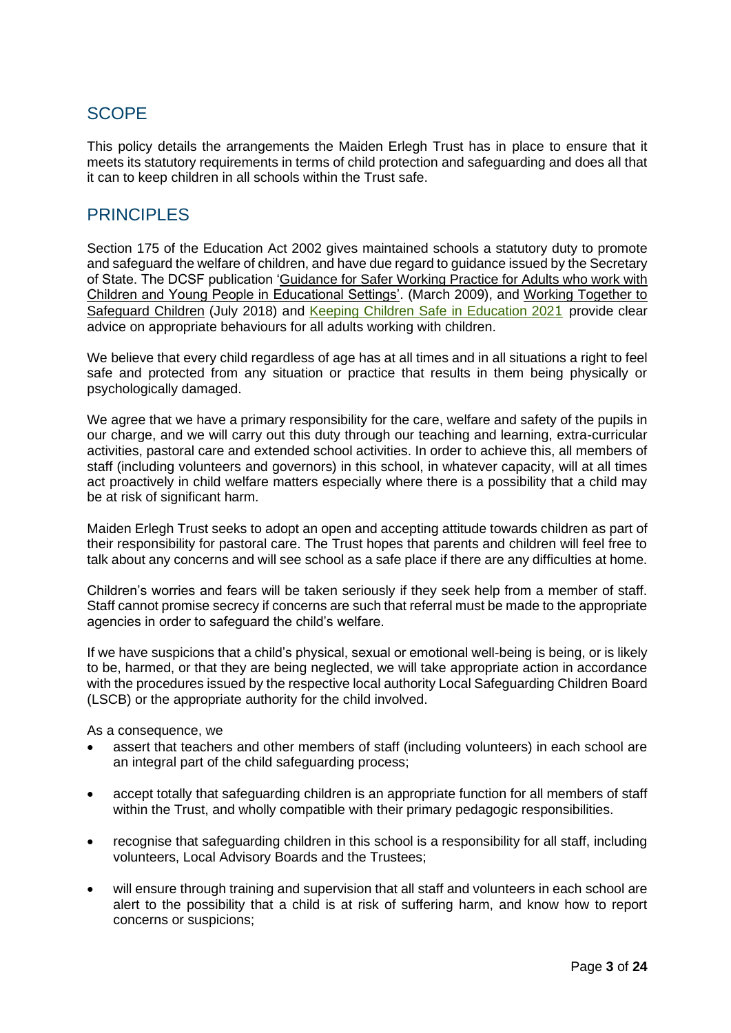## SCOPE

This policy details the arrangements the Maiden Erlegh Trust has in place to ensure that it meets its statutory requirements in terms of child protection and safeguarding and does all that it can to keep children in all schools within the Trust safe.

## PRINCIPLES

Section 175 of the Education Act 2002 gives maintained schools a statutory duty to promote and safeguard the welfare of children, and have due regard to guidance issued by the Secretary of State. The DCSF publication 'Guidance for Safer Working Practice for Adults who work with Children and Young People in Educational Settings'. (March 2009), and Working Together to Safeguard Children (July 2018) and Keeping Children Safe in Education 2021 provide clear advice on appropriate behaviours for all adults working with children.

We believe that every child regardless of age has at all times and in all situations a right to feel safe and protected from any situation or practice that results in them being physically or psychologically damaged.

We agree that we have a primary responsibility for the care, welfare and safety of the pupils in our charge, and we will carry out this duty through our teaching and learning, extra-curricular activities, pastoral care and extended school activities. In order to achieve this, all members of staff (including volunteers and governors) in this school, in whatever capacity, will at all times act proactively in child welfare matters especially where there is a possibility that a child may be at risk of significant harm.

Maiden Erlegh Trust seeks to adopt an open and accepting attitude towards children as part of their responsibility for pastoral care. The Trust hopes that parents and children will feel free to talk about any concerns and will see school as a safe place if there are any difficulties at home.

Children's worries and fears will be taken seriously if they seek help from a member of staff. Staff cannot promise secrecy if concerns are such that referral must be made to the appropriate agencies in order to safeguard the child's welfare.

If we have suspicions that a child's physical, sexual or emotional well-being is being, or is likely to be, harmed, or that they are being neglected, we will take appropriate action in accordance with the procedures issued by the respective local authority Local Safeguarding Children Board (LSCB) or the appropriate authority for the child involved.

As a consequence, we

- assert that teachers and other members of staff (including volunteers) in each school are an integral part of the child safeguarding process;
- accept totally that safeguarding children is an appropriate function for all members of staff within the Trust, and wholly compatible with their primary pedagogic responsibilities.
- recognise that safeguarding children in this school is a responsibility for all staff, including volunteers, Local Advisory Boards and the Trustees;
- will ensure through training and supervision that all staff and volunteers in each school are alert to the possibility that a child is at risk of suffering harm, and know how to report concerns or suspicions;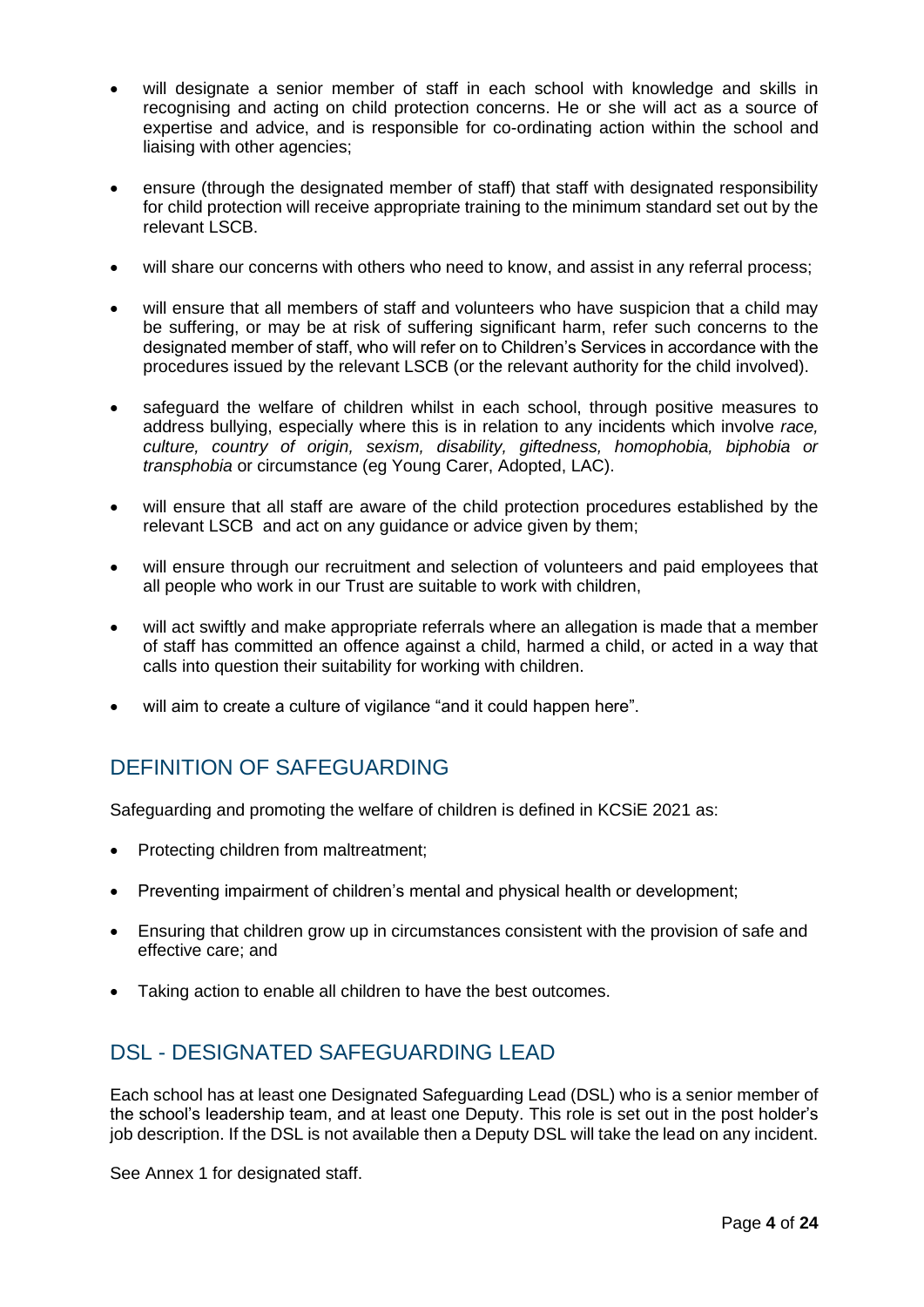- will designate a senior member of staff in each school with knowledge and skills in recognising and acting on child protection concerns. He or she will act as a source of expertise and advice, and is responsible for co-ordinating action within the school and liaising with other agencies;
- ensure (through the designated member of staff) that staff with designated responsibility for child protection will receive appropriate training to the minimum standard set out by the relevant LSCB.
- will share our concerns with others who need to know, and assist in any referral process;
- will ensure that all members of staff and volunteers who have suspicion that a child may be suffering, or may be at risk of suffering significant harm, refer such concerns to the designated member of staff, who will refer on to Children's Services in accordance with the procedures issued by the relevant LSCB (or the relevant authority for the child involved).
- safeguard the welfare of children whilst in each school, through positive measures to address bullying, especially where this is in relation to any incidents which involve *race, culture, country of origin, sexism, disability, giftedness, homophobia, biphobia or transphobia* or circumstance (eg Young Carer, Adopted, LAC).
- will ensure that all staff are aware of the child protection procedures established by the relevant LSCB and act on any guidance or advice given by them;
- will ensure through our recruitment and selection of volunteers and paid employees that all people who work in our Trust are suitable to work with children,
- will act swiftly and make appropriate referrals where an allegation is made that a member of staff has committed an offence against a child, harmed a child, or acted in a way that calls into question their suitability for working with children.
- will aim to create a culture of vigilance "and it could happen here".

## DEFINITION OF SAFEGUARDING

Safeguarding and promoting the welfare of children is defined in KCSiE 2021 as:

- Protecting children from maltreatment;
- Preventing impairment of children's mental and physical health or development;
- Ensuring that children grow up in circumstances consistent with the provision of safe and effective care; and
- Taking action to enable all children to have the best outcomes.

## DSL - DESIGNATED SAFEGUARDING LEAD

Each school has at least one Designated Safeguarding Lead (DSL) who is a senior member of the school's leadership team, and at least one Deputy. This role is set out in the post holder's job description. If the DSL is not available then a Deputy DSL will take the lead on any incident.

See Annex 1 for designated staff.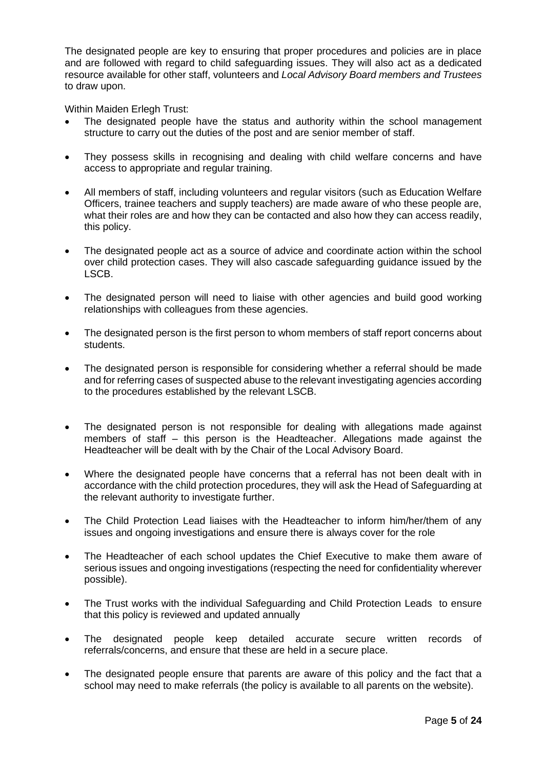The designated people are key to ensuring that proper procedures and policies are in place and are followed with regard to child safeguarding issues. They will also act as a dedicated resource available for other staff, volunteers and *Local Advisory Board members and Trustees* to draw upon.

Within Maiden Erlegh Trust:

- The designated people have the status and authority within the school management structure to carry out the duties of the post and are senior member of staff.
- They possess skills in recognising and dealing with child welfare concerns and have access to appropriate and regular training.
- All members of staff, including volunteers and regular visitors (such as Education Welfare Officers, trainee teachers and supply teachers) are made aware of who these people are, what their roles are and how they can be contacted and also how they can access readily, this policy.
- The designated people act as a source of advice and coordinate action within the school over child protection cases. They will also cascade safeguarding guidance issued by the LSCB.
- The designated person will need to liaise with other agencies and build good working relationships with colleagues from these agencies.
- The designated person is the first person to whom members of staff report concerns about students.
- The designated person is responsible for considering whether a referral should be made and for referring cases of suspected abuse to the relevant investigating agencies according to the procedures established by the relevant LSCB.
- The designated person is not responsible for dealing with allegations made against members of staff – this person is the Headteacher. Allegations made against the Headteacher will be dealt with by the Chair of the Local Advisory Board.
- Where the designated people have concerns that a referral has not been dealt with in accordance with the child protection procedures, they will ask the Head of Safeguarding at the relevant authority to investigate further.
- The Child Protection Lead liaises with the Headteacher to inform him/her/them of any issues and ongoing investigations and ensure there is always cover for the role
- The Headteacher of each school updates the Chief Executive to make them aware of serious issues and ongoing investigations (respecting the need for confidentiality wherever possible).
- The Trust works with the individual Safeguarding and Child Protection Leads to ensure that this policy is reviewed and updated annually
- The designated people keep detailed accurate secure written records of referrals/concerns, and ensure that these are held in a secure place.
- The designated people ensure that parents are aware of this policy and the fact that a school may need to make referrals (the policy is available to all parents on the website).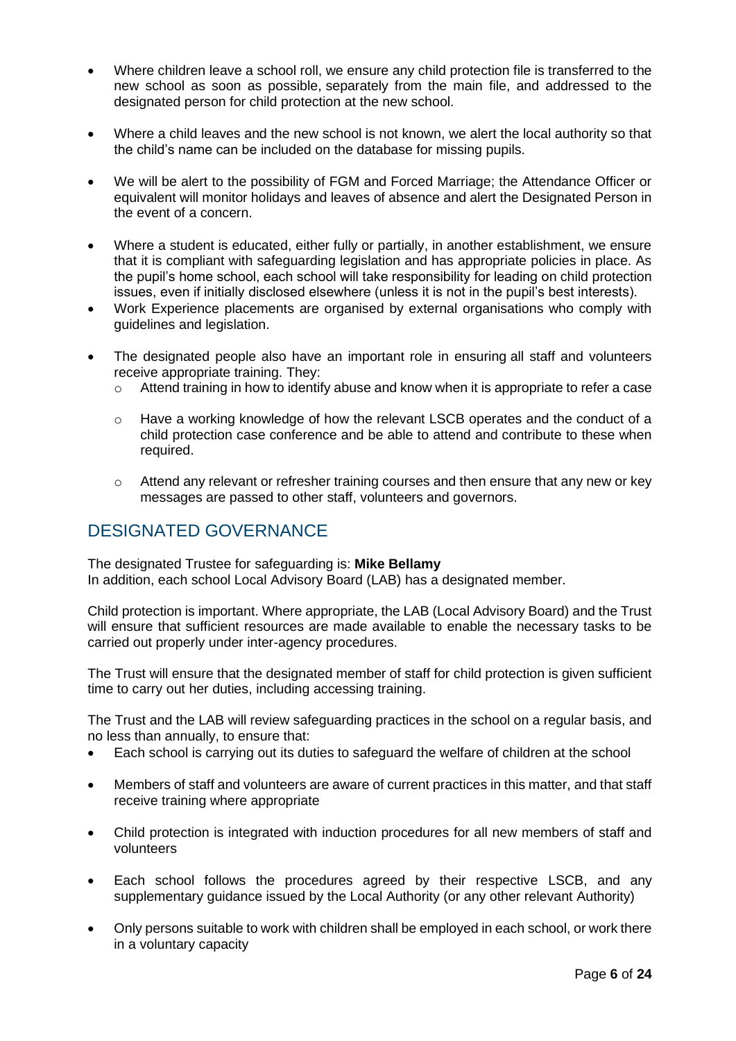- Where children leave a school roll, we ensure any child protection file is transferred to the new school as soon as possible, separately from the main file, and addressed to the designated person for child protection at the new school.
- Where a child leaves and the new school is not known, we alert the local authority so that the child's name can be included on the database for missing pupils.
- We will be alert to the possibility of FGM and Forced Marriage; the Attendance Officer or equivalent will monitor holidays and leaves of absence and alert the Designated Person in the event of a concern.
- Where a student is educated, either fully or partially, in another establishment, we ensure that it is compliant with safeguarding legislation and has appropriate policies in place. As the pupil's home school, each school will take responsibility for leading on child protection issues, even if initially disclosed elsewhere (unless it is not in the pupil's best interests).
- Work Experience placements are organised by external organisations who comply with guidelines and legislation.
- The designated people also have an important role in ensuring all staff and volunteers receive appropriate training. They:
  - Attend training in how to identify abuse and know when it is appropriate to refer a case
  - Have a working knowledge of how the relevant LSCB operates and the conduct of a child protection case conference and be able to attend and contribute to these when required.
  - Attend any relevant or refresher training courses and then ensure that any new or key messages are passed to other staff, volunteers and governors.

## DESIGNATED GOVERNANCE

The designated Trustee for safeguarding is: **Mike Bellamy**
In addition, each school Local Advisory Board (LAB) has a designated member.

Child protection is important. Where appropriate, the LAB (Local Advisory Board) and the Trust will ensure that sufficient resources are made available to enable the necessary tasks to be carried out properly under inter-agency procedures.

The Trust will ensure that the designated member of staff for child protection is given sufficient time to carry out her duties, including accessing training.

The Trust and the LAB will review safeguarding practices in the school on a regular basis, and no less than annually, to ensure that:

- Each school is carrying out its duties to safeguard the welfare of children at the school
- Members of staff and volunteers are aware of current practices in this matter, and that staff receive training where appropriate
- Child protection is integrated with induction procedures for all new members of staff and volunteers
- Each school follows the procedures agreed by their respective LSCB, and any supplementary guidance issued by the Local Authority (or any other relevant Authority)
- Only persons suitable to work with children shall be employed in each school, or work there in a voluntary capacity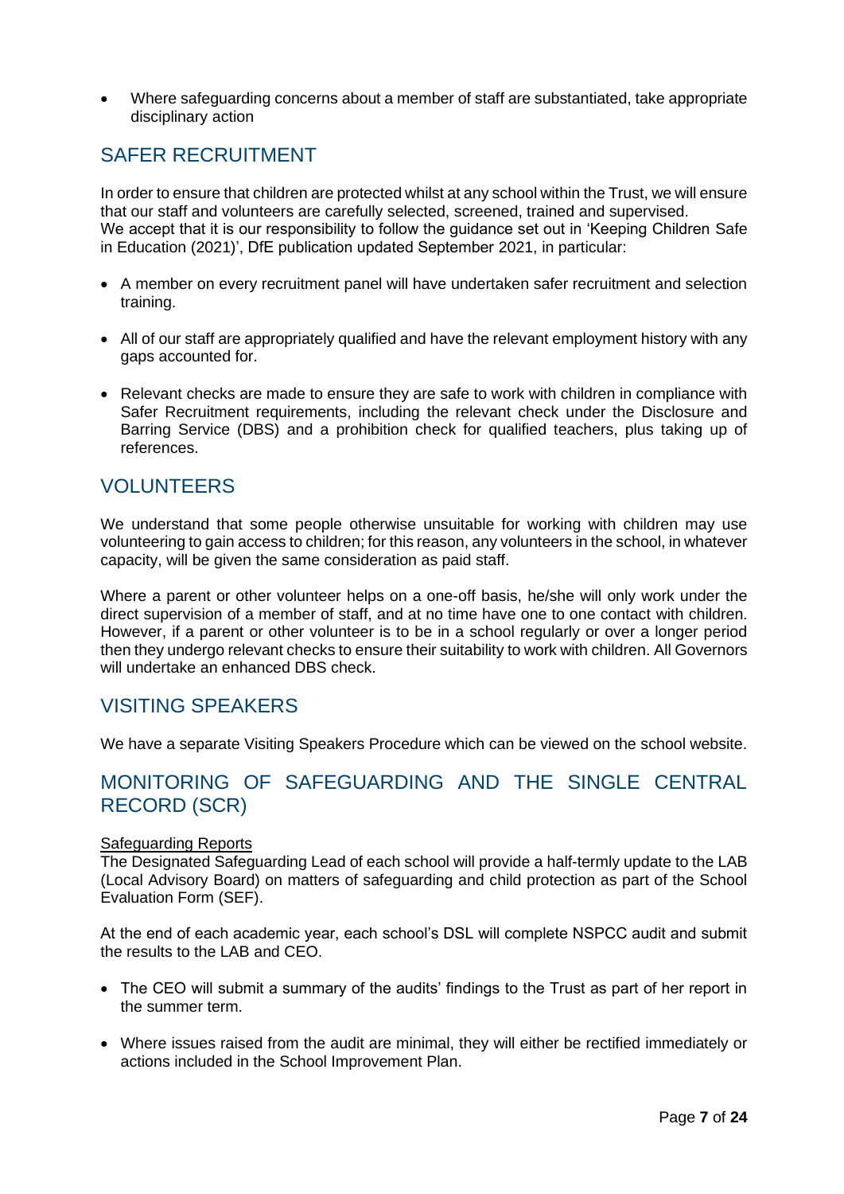- Where safeguarding concerns about a member of staff are substantiated, take appropriate disciplinary action

## SAFER RECRUITMENT

In order to ensure that children are protected whilst at any school within the Trust, we will ensure that our staff and volunteers are carefully selected, screened, trained and supervised.
We accept that it is our responsibility to follow the guidance set out in 'Keeping Children Safe in Education (2021)', DfE publication updated September 2021, in particular:

- A member on every recruitment panel will have undertaken safer recruitment and selection training.
- All of our staff are appropriately qualified and have the relevant employment history with any gaps accounted for.
- Relevant checks are made to ensure they are safe to work with children in compliance with Safer Recruitment requirements, including the relevant check under the Disclosure and Barring Service (DBS) and a prohibition check for qualified teachers, plus taking up of references.

## VOLUNTEERS

We understand that some people otherwise unsuitable for working with children may use volunteering to gain access to children; for this reason, any volunteers in the school, in whatever capacity, will be given the same consideration as paid staff.

Where a parent or other volunteer helps on a one-off basis, he/she will only work under the direct supervision of a member of staff, and at no time have one to one contact with children. However, if a parent or other volunteer is to be in a school regularly or over a longer period then they undergo relevant checks to ensure their suitability to work with children. All Governors will undertake an enhanced DBS check.

## VISITING SPEAKERS

We have a separate Visiting Speakers Procedure which can be viewed on the school website.

## MONITORING OF SAFEGUARDING AND THE SINGLE CENTRAL RECORD (SCR)

Safeguarding Reports

The Designated Safeguarding Lead of each school will provide a half-termly update to the LAB (Local Advisory Board) on matters of safeguarding and child protection as part of the School Evaluation Form (SEF).

At the end of each academic year, each school's DSL will complete NSPCC audit and submit the results to the LAB and CEO.

- The CEO will submit a summary of the audits' findings to the Trust as part of her report in the summer term.
- Where issues raised from the audit are minimal, they will either be rectified immediately or actions included in the School Improvement Plan.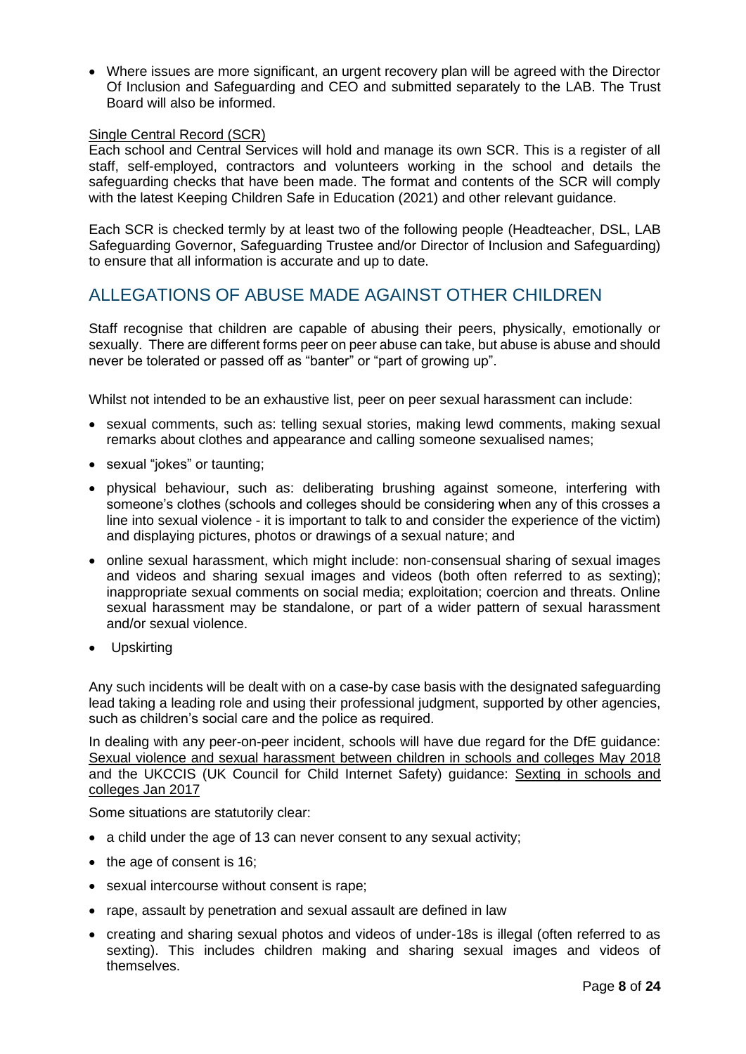- Where issues are more significant, an urgent recovery plan will be agreed with the Director Of Inclusion and Safeguarding and CEO and submitted separately to the LAB. The Trust Board will also be informed.

Single Central Record (SCR)
Each school and Central Services will hold and manage its own SCR. This is a register of all staff, self-employed, contractors and volunteers working in the school and details the safeguarding checks that have been made. The format and contents of the SCR will comply with the latest Keeping Children Safe in Education (2021) and other relevant guidance.

Each SCR is checked termly by at least two of the following people (Headteacher, DSL, LAB Safeguarding Governor, Safeguarding Trustee and/or Director of Inclusion and Safeguarding) to ensure that all information is accurate and up to date.

## ALLEGATIONS OF ABUSE MADE AGAINST OTHER CHILDREN

Staff recognise that children are capable of abusing their peers, physically, emotionally or sexually. There are different forms peer on peer abuse can take, but abuse is abuse and should never be tolerated or passed off as "banter" or "part of growing up".

Whilst not intended to be an exhaustive list, peer on peer sexual harassment can include:

- sexual comments, such as: telling sexual stories, making lewd comments, making sexual remarks about clothes and appearance and calling someone sexualised names;
- sexual "jokes" or taunting;
- physical behaviour, such as: deliberating brushing against someone, interfering with someone's clothes (schools and colleges should be considering when any of this crosses a line into sexual violence - it is important to talk to and consider the experience of the victim) and displaying pictures, photos or drawings of a sexual nature; and
- online sexual harassment, which might include: non-consensual sharing of sexual images and videos and sharing sexual images and videos (both often referred to as sexting); inappropriate sexual comments on social media; exploitation; coercion and threats. Online sexual harassment may be standalone, or part of a wider pattern of sexual harassment and/or sexual violence.
- Upskirting

Any such incidents will be dealt with on a case-by case basis with the designated safeguarding lead taking a leading role and using their professional judgment, supported by other agencies, such as children's social care and the police as required.

In dealing with any peer-on-peer incident, schools will have due regard for the DfE guidance: Sexual violence and sexual harassment between children in schools and colleges May 2018 and the UKCCIS (UK Council for Child Internet Safety) guidance: Sexting in schools and colleges Jan 2017

Some situations are statutorily clear:

- a child under the age of 13 can never consent to any sexual activity;
- the age of consent is 16;
- sexual intercourse without consent is rape;
- rape, assault by penetration and sexual assault are defined in law
- creating and sharing sexual photos and videos of under-18s is illegal (often referred to as sexting). This includes children making and sharing sexual images and videos of themselves.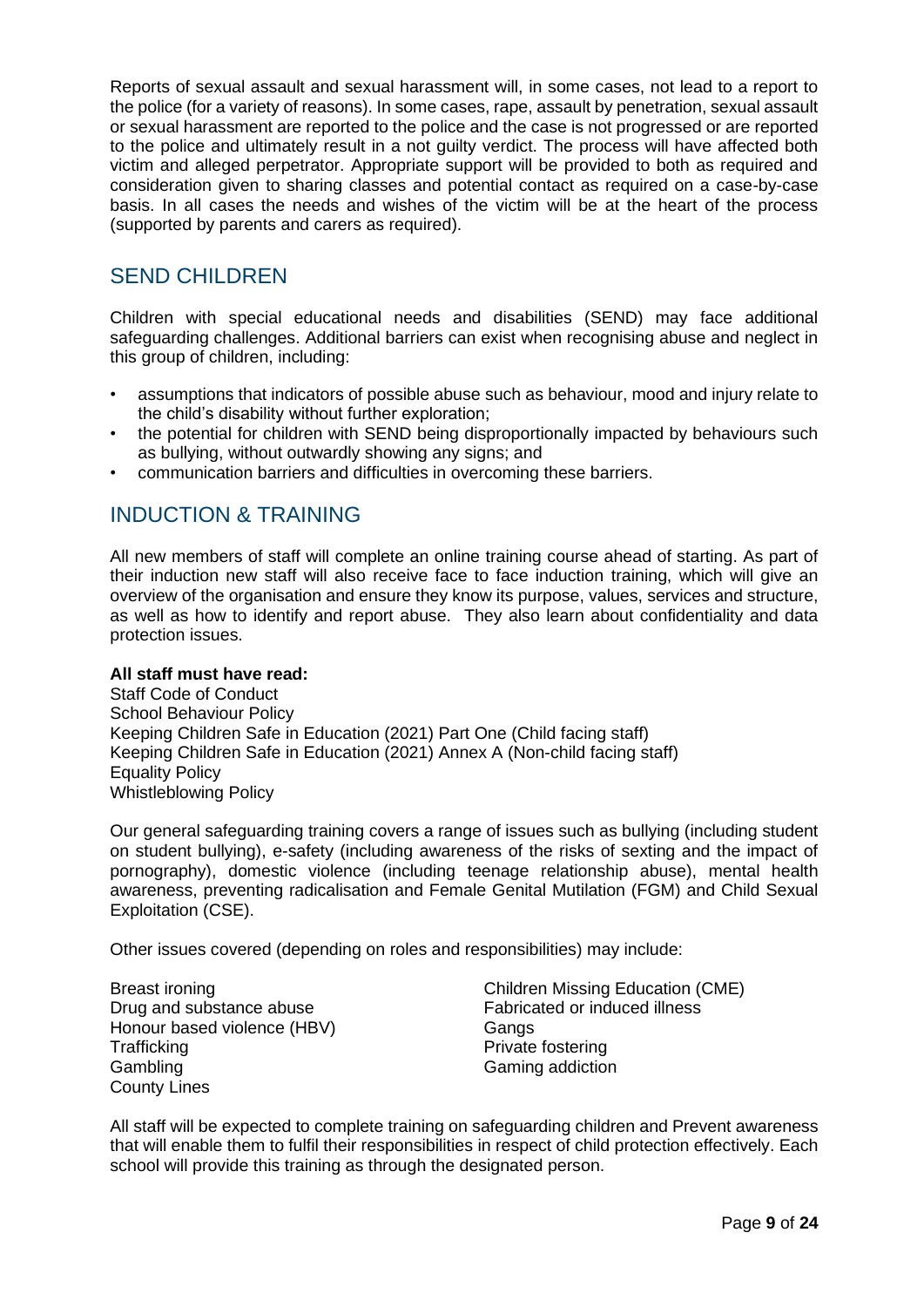Reports of sexual assault and sexual harassment will, in some cases, not lead to a report to the police (for a variety of reasons). In some cases, rape, assault by penetration, sexual assault or sexual harassment are reported to the police and the case is not progressed or are reported to the police and ultimately result in a not guilty verdict. The process will have affected both victim and alleged perpetrator. Appropriate support will be provided to both as required and consideration given to sharing classes and potential contact as required on a case-by-case basis. In all cases the needs and wishes of the victim will be at the heart of the process (supported by parents and carers as required).

## SEND CHILDREN

Children with special educational needs and disabilities (SEND) may face additional safeguarding challenges. Additional barriers can exist when recognising abuse and neglect in this group of children, including:

- assumptions that indicators of possible abuse such as behaviour, mood and injury relate to the child's disability without further exploration;
- the potential for children with SEND being disproportionally impacted by behaviours such as bullying, without outwardly showing any signs; and
- communication barriers and difficulties in overcoming these barriers.

## INDUCTION & TRAINING

All new members of staff will complete an online training course ahead of starting. As part of their induction new staff will also receive face to face induction training, which will give an overview of the organisation and ensure they know its purpose, values, services and structure, as well as how to identify and report abuse. They also learn about confidentiality and data protection issues.

**All staff must have read:**
Staff Code of Conduct
School Behaviour Policy
Keeping Children Safe in Education (2021) Part One (Child facing staff)
Keeping Children Safe in Education (2021) Annex A (Non-child facing staff)
Equality Policy
Whistleblowing Policy

Our general safeguarding training covers a range of issues such as bullying (including student on student bullying), e-safety (including awareness of the risks of sexting and the impact of pornography), domestic violence (including teenage relationship abuse), mental health awareness, preventing radicalisation and Female Genital Mutilation (FGM) and Child Sexual Exploitation (CSE).

Other issues covered (depending on roles and responsibilities) may include:

Breast ironing
Drug and substance abuse
Honour based violence (HBV)
Trafficking
Gambling
County Lines
Children Missing Education (CME)
Fabricated or induced illness
Gangs
Private fostering
Gaming addiction

All staff will be expected to complete training on safeguarding children and Prevent awareness that will enable them to fulfil their responsibilities in respect of child protection effectively. Each school will provide this training as through the designated person.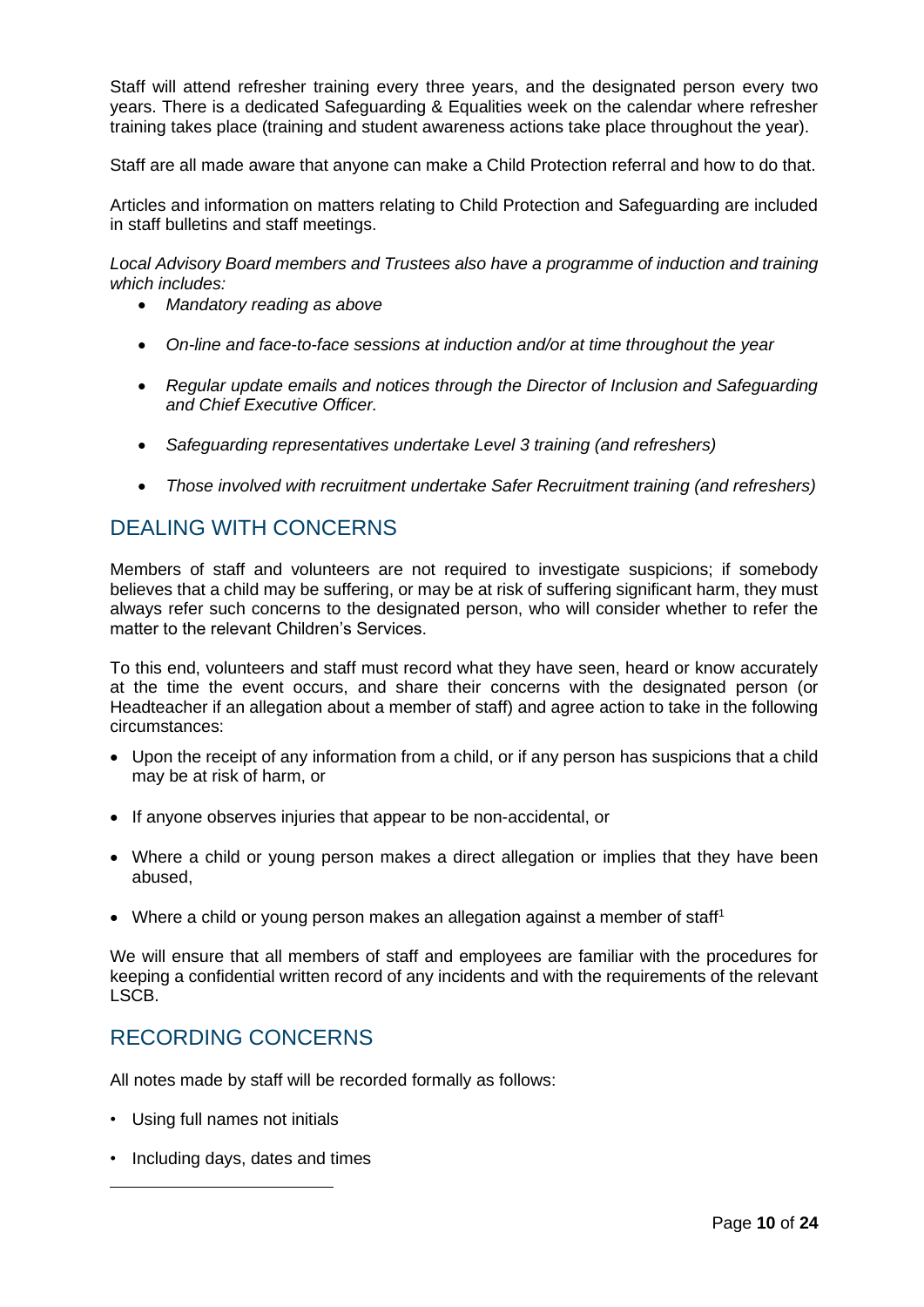Staff will attend refresher training every three years, and the designated person every two years. There is a dedicated Safeguarding & Equalities week on the calendar where refresher training takes place (training and student awareness actions take place throughout the year).

Staff are all made aware that anyone can make a Child Protection referral and how to do that.

Articles and information on matters relating to Child Protection and Safeguarding are included in staff bulletins and staff meetings.

*Local Advisory Board members and Trustees also have a programme of induction and training which includes:*

- *Mandatory reading as above*
- *On-line and face-to-face sessions at induction and/or at time throughout the year*
- *Regular update emails and notices through the Director of Inclusion and Safeguarding and Chief Executive Officer.*
- *Safeguarding representatives undertake Level 3 training (and refreshers)*
- *Those involved with recruitment undertake Safer Recruitment training (and refreshers)*

## DEALING WITH CONCERNS

Members of staff and volunteers are not required to investigate suspicions; if somebody believes that a child may be suffering, or may be at risk of suffering significant harm, they must always refer such concerns to the designated person, who will consider whether to refer the matter to the relevant Children's Services.

To this end, volunteers and staff must record what they have seen, heard or know accurately at the time the event occurs, and share their concerns with the designated person (or Headteacher if an allegation about a member of staff) and agree action to take in the following circumstances:

- Upon the receipt of any information from a child, or if any person has suspicions that a child may be at risk of harm, or
- If anyone observes injuries that appear to be non-accidental, or
- Where a child or young person makes a direct allegation or implies that they have been abused,
- Where a child or young person makes an allegation against a member of staff[1]

We will ensure that all members of staff and employees are familiar with the procedures for keeping a confidential written record of any incidents and with the requirements of the relevant LSCB.

## RECORDING CONCERNS

All notes made by staff will be recorded formally as follows:

- Using full names not initials
- Including days, dates and times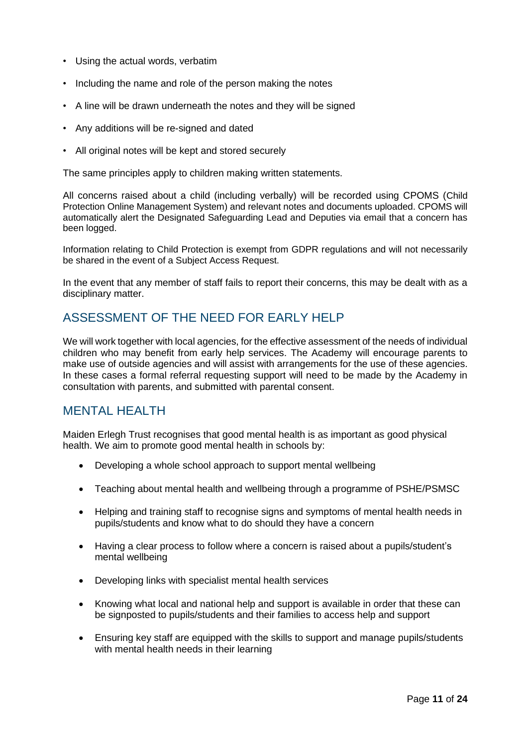- Using the actual words, verbatim
- Including the name and role of the person making the notes
- A line will be drawn underneath the notes and they will be signed
- Any additions will be re-signed and dated
- All original notes will be kept and stored securely

The same principles apply to children making written statements.

All concerns raised about a child (including verbally) will be recorded using CPOMS (Child Protection Online Management System) and relevant notes and documents uploaded. CPOMS will automatically alert the Designated Safeguarding Lead and Deputies via email that a concern has been logged.

Information relating to Child Protection is exempt from GDPR regulations and will not necessarily be shared in the event of a Subject Access Request.

In the event that any member of staff fails to report their concerns, this may be dealt with as a disciplinary matter.

## ASSESSMENT OF THE NEED FOR EARLY HELP

We will work together with local agencies, for the effective assessment of the needs of individual children who may benefit from early help services. The Academy will encourage parents to make use of outside agencies and will assist with arrangements for the use of these agencies. In these cases a formal referral requesting support will need to be made by the Academy in consultation with parents, and submitted with parental consent.

## MENTAL HEALTH

Maiden Erlegh Trust recognises that good mental health is as important as good physical health. We aim to promote good mental health in schools by:

- Developing a whole school approach to support mental wellbeing
- Teaching about mental health and wellbeing through a programme of PSHE/PSMSC
- Helping and training staff to recognise signs and symptoms of mental health needs in pupils/students and know what to do should they have a concern
- Having a clear process to follow where a concern is raised about a pupils/student's mental wellbeing
- Developing links with specialist mental health services
- Knowing what local and national help and support is available in order that these can be signposted to pupils/students and their families to access help and support
- Ensuring key staff are equipped with the skills to support and manage pupils/students with mental health needs in their learning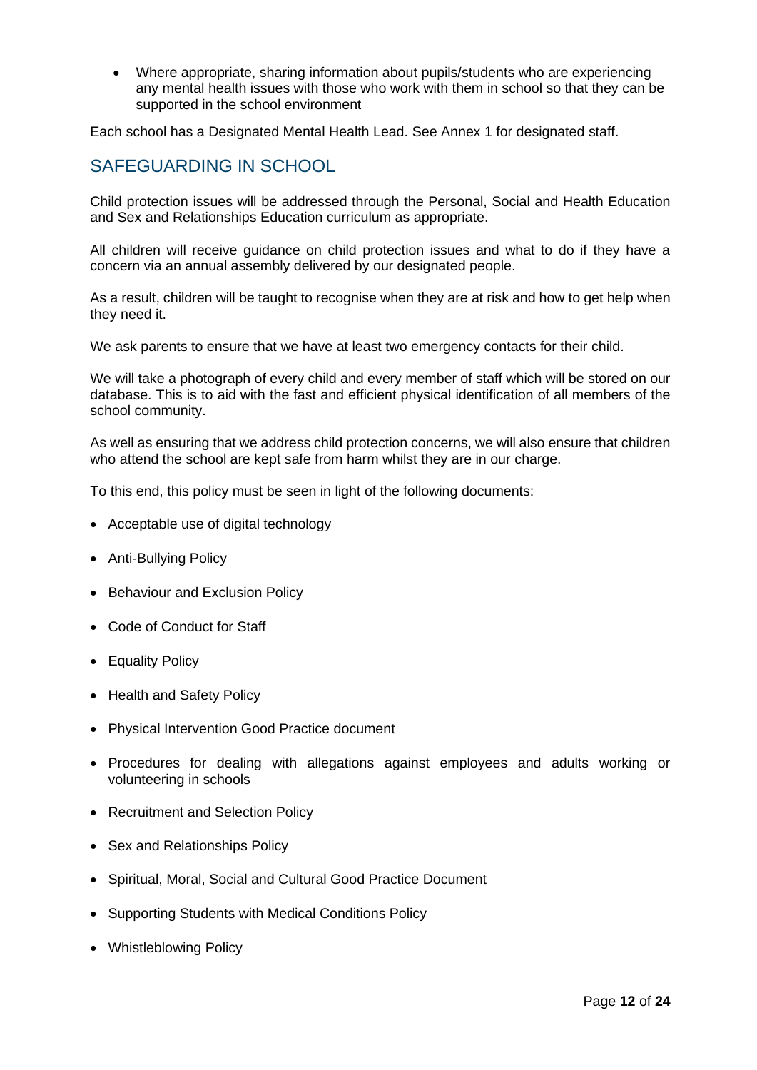- Where appropriate, sharing information about pupils/students who are experiencing any mental health issues with those who work with them in school so that they can be supported in the school environment

Each school has a Designated Mental Health Lead. See Annex 1 for designated staff.

## SAFEGUARDING IN SCHOOL

Child protection issues will be addressed through the Personal, Social and Health Education and Sex and Relationships Education curriculum as appropriate.

All children will receive guidance on child protection issues and what to do if they have a concern via an annual assembly delivered by our designated people.

As a result, children will be taught to recognise when they are at risk and how to get help when they need it.

We ask parents to ensure that we have at least two emergency contacts for their child.

We will take a photograph of every child and every member of staff which will be stored on our database. This is to aid with the fast and efficient physical identification of all members of the school community.

As well as ensuring that we address child protection concerns, we will also ensure that children who attend the school are kept safe from harm whilst they are in our charge.

To this end, this policy must be seen in light of the following documents:

- Acceptable use of digital technology
- Anti-Bullying Policy
- Behaviour and Exclusion Policy
- Code of Conduct for Staff
- Equality Policy
- Health and Safety Policy
- Physical Intervention Good Practice document
- Procedures for dealing with allegations against employees and adults working or volunteering in schools
- Recruitment and Selection Policy
- Sex and Relationships Policy
- Spiritual, Moral, Social and Cultural Good Practice Document
- Supporting Students with Medical Conditions Policy
- Whistleblowing Policy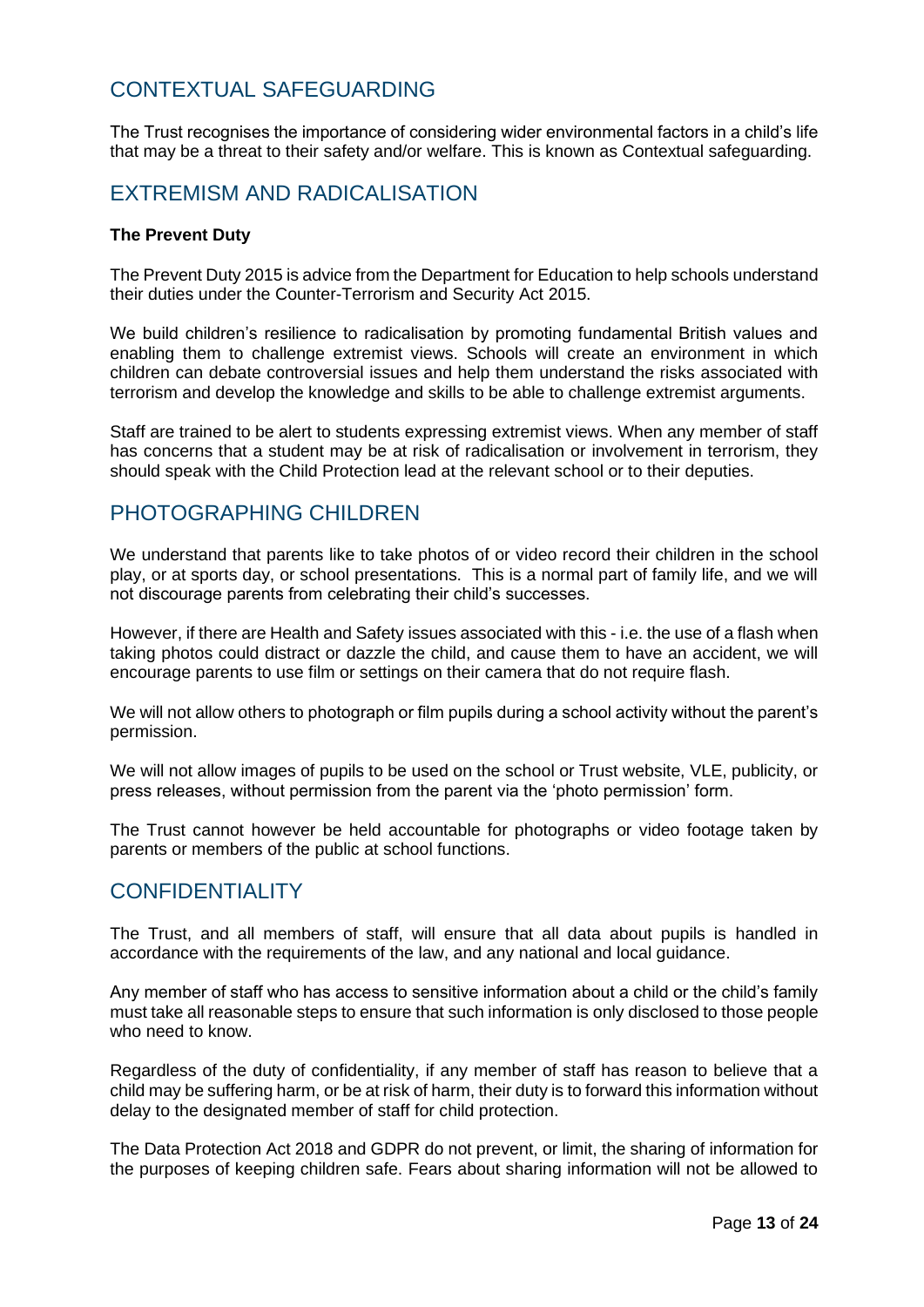## CONTEXTUAL SAFEGUARDING

The Trust recognises the importance of considering wider environmental factors in a child's life that may be a threat to their safety and/or welfare. This is known as Contextual safeguarding.

## EXTREMISM AND RADICALISATION

**The Prevent Duty**

The Prevent Duty 2015 is advice from the Department for Education to help schools understand their duties under the Counter-Terrorism and Security Act 2015.

We build children's resilience to radicalisation by promoting fundamental British values and enabling them to challenge extremist views. Schools will create an environment in which children can debate controversial issues and help them understand the risks associated with terrorism and develop the knowledge and skills to be able to challenge extremist arguments.

Staff are trained to be alert to students expressing extremist views. When any member of staff has concerns that a student may be at risk of radicalisation or involvement in terrorism, they should speak with the Child Protection lead at the relevant school or to their deputies.

## PHOTOGRAPHING CHILDREN

We understand that parents like to take photos of or video record their children in the school play, or at sports day, or school presentations. This is a normal part of family life, and we will not discourage parents from celebrating their child's successes.

However, if there are Health and Safety issues associated with this - i.e. the use of a flash when taking photos could distract or dazzle the child, and cause them to have an accident, we will encourage parents to use film or settings on their camera that do not require flash.

We will not allow others to photograph or film pupils during a school activity without the parent's permission.

We will not allow images of pupils to be used on the school or Trust website, VLE, publicity, or press releases, without permission from the parent via the 'photo permission' form.

The Trust cannot however be held accountable for photographs or video footage taken by parents or members of the public at school functions.

## CONFIDENTIALITY

The Trust, and all members of staff, will ensure that all data about pupils is handled in accordance with the requirements of the law, and any national and local guidance.

Any member of staff who has access to sensitive information about a child or the child's family must take all reasonable steps to ensure that such information is only disclosed to those people who need to know.

Regardless of the duty of confidentiality, if any member of staff has reason to believe that a child may be suffering harm, or be at risk of harm, their duty is to forward this information without delay to the designated member of staff for child protection.

The Data Protection Act 2018 and GDPR do not prevent, or limit, the sharing of information for the purposes of keeping children safe. Fears about sharing information will not be allowed to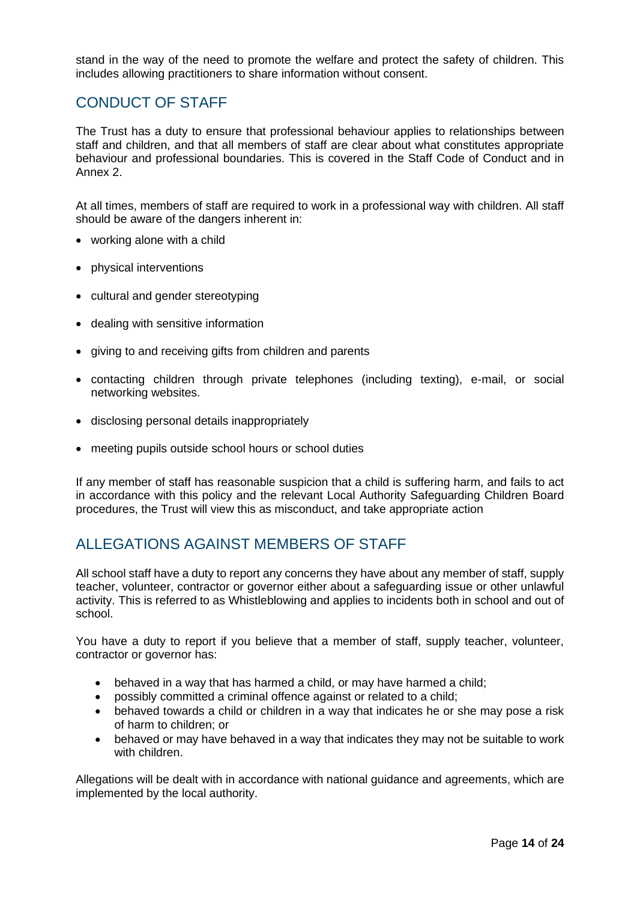stand in the way of the need to promote the welfare and protect the safety of children. This includes allowing practitioners to share information without consent.

## CONDUCT OF STAFF

The Trust has a duty to ensure that professional behaviour applies to relationships between staff and children, and that all members of staff are clear about what constitutes appropriate behaviour and professional boundaries. This is covered in the Staff Code of Conduct and in Annex 2.

At all times, members of staff are required to work in a professional way with children. All staff should be aware of the dangers inherent in:

- working alone with a child
- physical interventions
- cultural and gender stereotyping
- dealing with sensitive information
- giving to and receiving gifts from children and parents
- contacting children through private telephones (including texting), e-mail, or social networking websites.
- disclosing personal details inappropriately
- meeting pupils outside school hours or school duties

If any member of staff has reasonable suspicion that a child is suffering harm, and fails to act in accordance with this policy and the relevant Local Authority Safeguarding Children Board procedures, the Trust will view this as misconduct, and take appropriate action

## ALLEGATIONS AGAINST MEMBERS OF STAFF

All school staff have a duty to report any concerns they have about any member of staff, supply teacher, volunteer, contractor or governor either about a safeguarding issue or other unlawful activity. This is referred to as Whistleblowing and applies to incidents both in school and out of school.

You have a duty to report if you believe that a member of staff, supply teacher, volunteer, contractor or governor has:

- behaved in a way that has harmed a child, or may have harmed a child;
- possibly committed a criminal offence against or related to a child;
- behaved towards a child or children in a way that indicates he or she may pose a risk of harm to children; or
- behaved or may have behaved in a way that indicates they may not be suitable to work with children.

Allegations will be dealt with in accordance with national guidance and agreements, which are implemented by the local authority.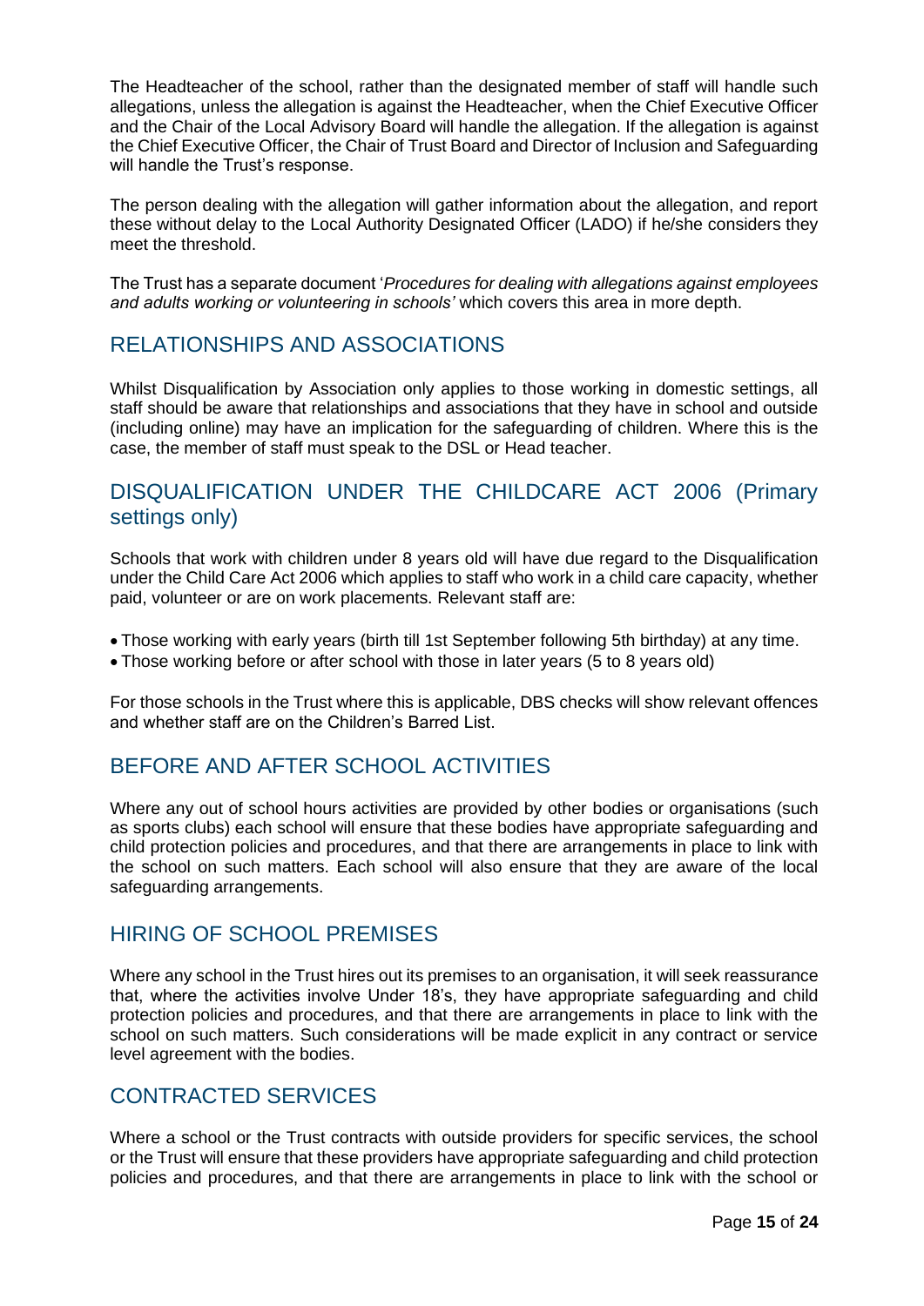The Headteacher of the school, rather than the designated member of staff will handle such allegations, unless the allegation is against the Headteacher, when the Chief Executive Officer and the Chair of the Local Advisory Board will handle the allegation. If the allegation is against the Chief Executive Officer, the Chair of Trust Board and Director of Inclusion and Safeguarding will handle the Trust's response.

The person dealing with the allegation will gather information about the allegation, and report these without delay to the Local Authority Designated Officer (LADO) if he/she considers they meet the threshold.

The Trust has a separate document '*Procedures for dealing with allegations against employees and adults working or volunteering in schools'* which covers this area in more depth.

## RELATIONSHIPS AND ASSOCIATIONS

Whilst Disqualification by Association only applies to those working in domestic settings, all staff should be aware that relationships and associations that they have in school and outside (including online) may have an implication for the safeguarding of children. Where this is the case, the member of staff must speak to the DSL or Head teacher.

## DISQUALIFICATION UNDER THE CHILDCARE ACT 2006 (Primary settings only)

Schools that work with children under 8 years old will have due regard to the Disqualification under the Child Care Act 2006 which applies to staff who work in a child care capacity, whether paid, volunteer or are on work placements. Relevant staff are:

- Those working with early years (birth till 1st September following 5th birthday) at any time.
- Those working before or after school with those in later years (5 to 8 years old)

For those schools in the Trust where this is applicable, DBS checks will show relevant offences and whether staff are on the Children's Barred List.

## BEFORE AND AFTER SCHOOL ACTIVITIES

Where any out of school hours activities are provided by other bodies or organisations (such as sports clubs) each school will ensure that these bodies have appropriate safeguarding and child protection policies and procedures, and that there are arrangements in place to link with the school on such matters. Each school will also ensure that they are aware of the local safeguarding arrangements.

## HIRING OF SCHOOL PREMISES

Where any school in the Trust hires out its premises to an organisation, it will seek reassurance that, where the activities involve Under 18's, they have appropriate safeguarding and child protection policies and procedures, and that there are arrangements in place to link with the school on such matters. Such considerations will be made explicit in any contract or service level agreement with the bodies.

## CONTRACTED SERVICES

Where a school or the Trust contracts with outside providers for specific services, the school or the Trust will ensure that these providers have appropriate safeguarding and child protection policies and procedures, and that there are arrangements in place to link with the school or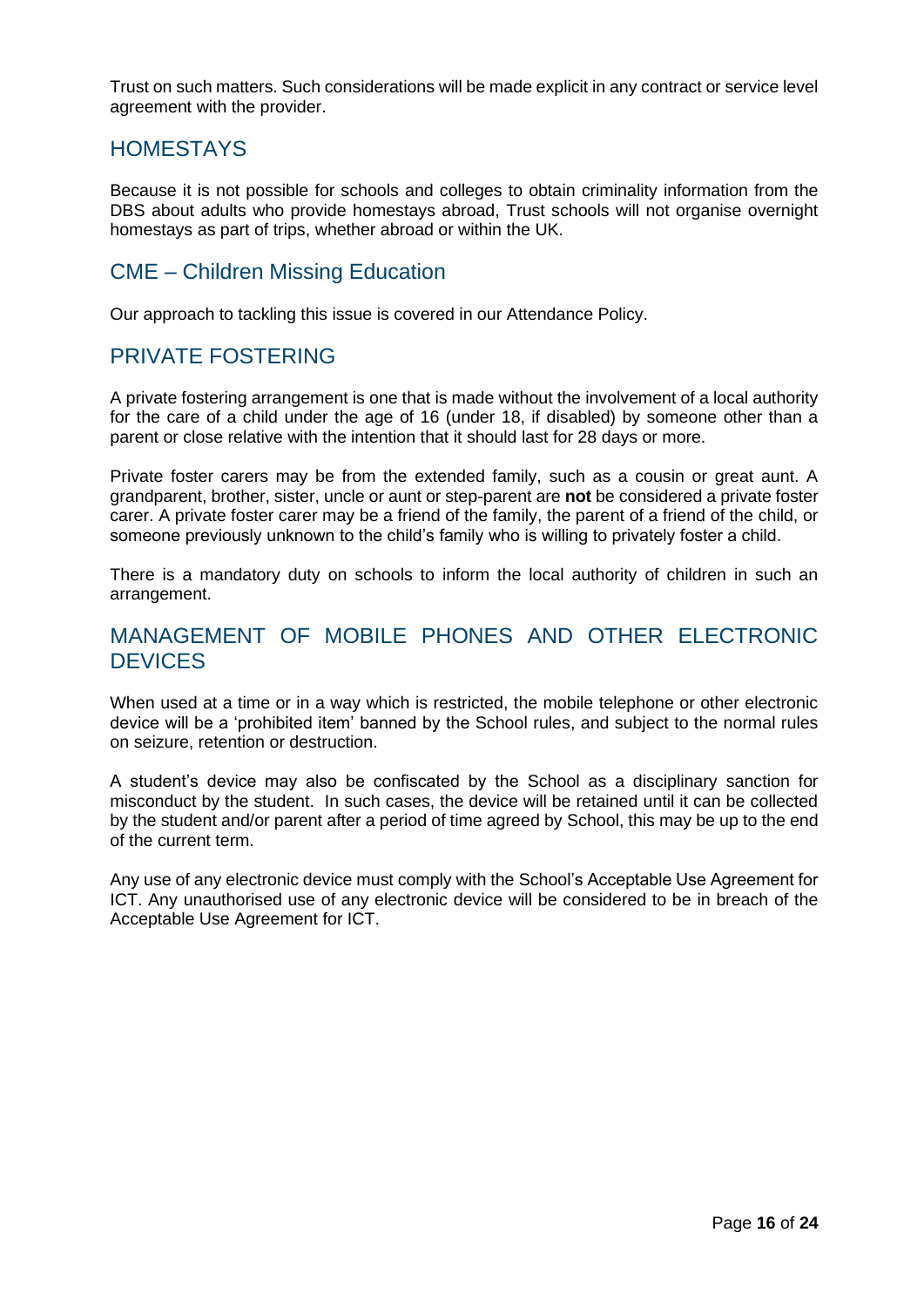Trust on such matters. Such considerations will be made explicit in any contract or service level agreement with the provider.

## HOMESTAYS

Because it is not possible for schools and colleges to obtain criminality information from the DBS about adults who provide homestays abroad, Trust schools will not organise overnight homestays as part of trips, whether abroad or within the UK.

## CME – Children Missing Education

Our approach to tackling this issue is covered in our Attendance Policy.

## PRIVATE FOSTERING

A private fostering arrangement is one that is made without the involvement of a local authority for the care of a child under the age of 16 (under 18, if disabled) by someone other than a parent or close relative with the intention that it should last for 28 days or more.

Private foster carers may be from the extended family, such as a cousin or great aunt. A grandparent, brother, sister, uncle or aunt or step-parent are **not** be considered a private foster carer. A private foster carer may be a friend of the family, the parent of a friend of the child, or someone previously unknown to the child's family who is willing to privately foster a child.

There is a mandatory duty on schools to inform the local authority of children in such an arrangement.

## MANAGEMENT OF MOBILE PHONES AND OTHER ELECTRONIC DEVICES

When used at a time or in a way which is restricted, the mobile telephone or other electronic device will be a 'prohibited item' banned by the School rules, and subject to the normal rules on seizure, retention or destruction.

A student's device may also be confiscated by the School as a disciplinary sanction for misconduct by the student. In such cases, the device will be retained until it can be collected by the student and/or parent after a period of time agreed by School, this may be up to the end of the current term.

Any use of any electronic device must comply with the School's Acceptable Use Agreement for ICT. Any unauthorised use of any electronic device will be considered to be in breach of the Acceptable Use Agreement for ICT.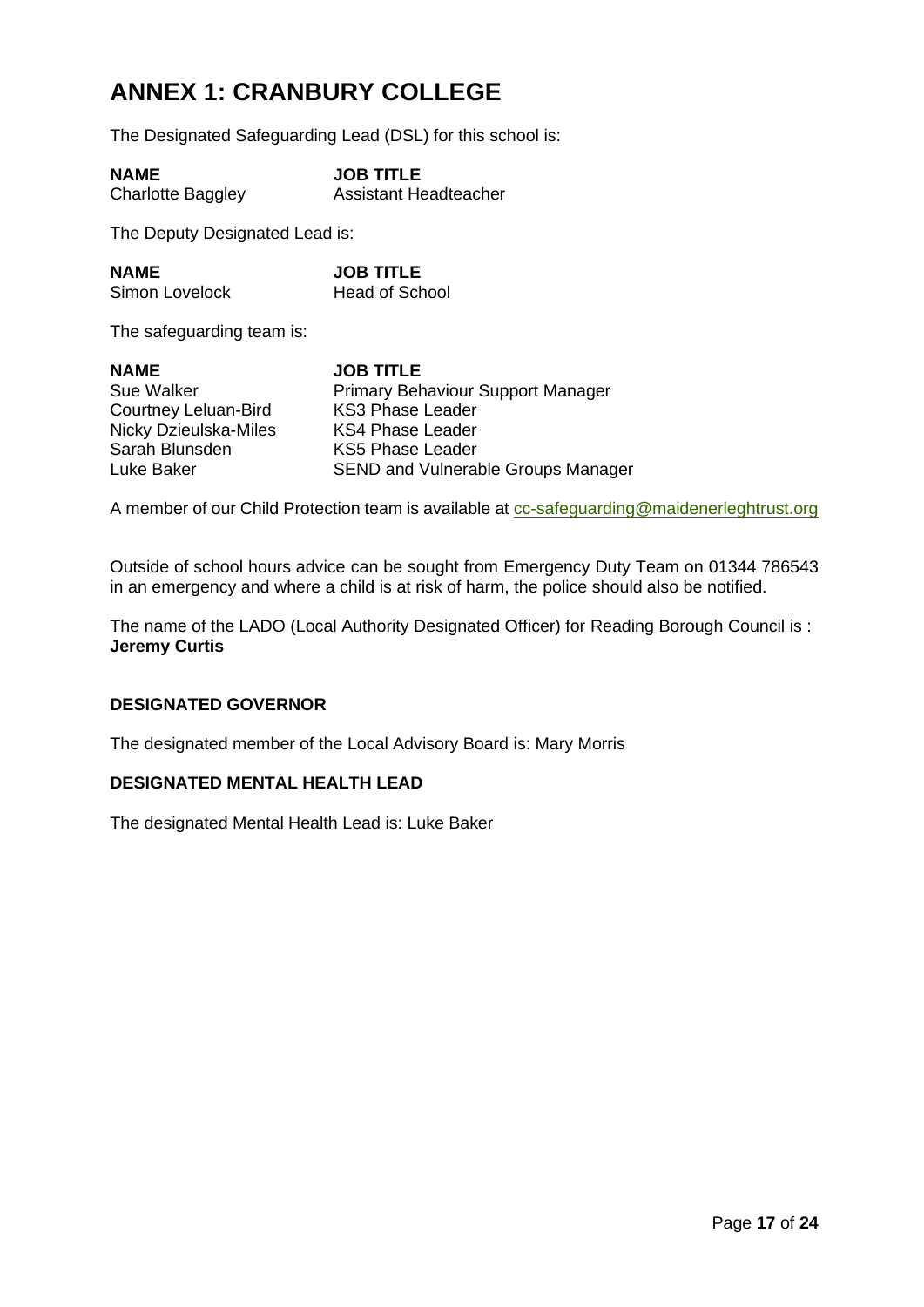# ANNEX 1: CRANBURY COLLEGE

The Designated Safeguarding Lead (DSL) for this school is:

| NAME | JOB TITLE |
|---|---|
| Charlotte Baggley | Assistant Headteacher |

The Deputy Designated Lead is:

| NAME | JOB TITLE |
|---|---|
| Simon Lovelock | Head of School |

The safeguarding team is:

| NAME | JOB TITLE |
|---|---|
| Sue Walker | Primary Behaviour Support Manager |
| Courtney Leluan-Bird | KS3 Phase Leader |
| Nicky Dzieulska-Miles | KS4 Phase Leader |
| Sarah Blunsden | KS5 Phase Leader |
| Luke Baker | SEND and Vulnerable Groups Manager |

A member of our Child Protection team is available at cc-safeguarding@maidenerleghtrust.org

Outside of school hours advice can be sought from Emergency Duty Team on 01344 786543 in an emergency and where a child is at risk of harm, the police should also be notified.

The name of the LADO (Local Authority Designated Officer) for Reading Borough Council is : **Jeremy Curtis**

### DESIGNATED GOVERNOR

The designated member of the Local Advisory Board is: Mary Morris

### DESIGNATED MENTAL HEALTH LEAD

The designated Mental Health Lead is: Luke Baker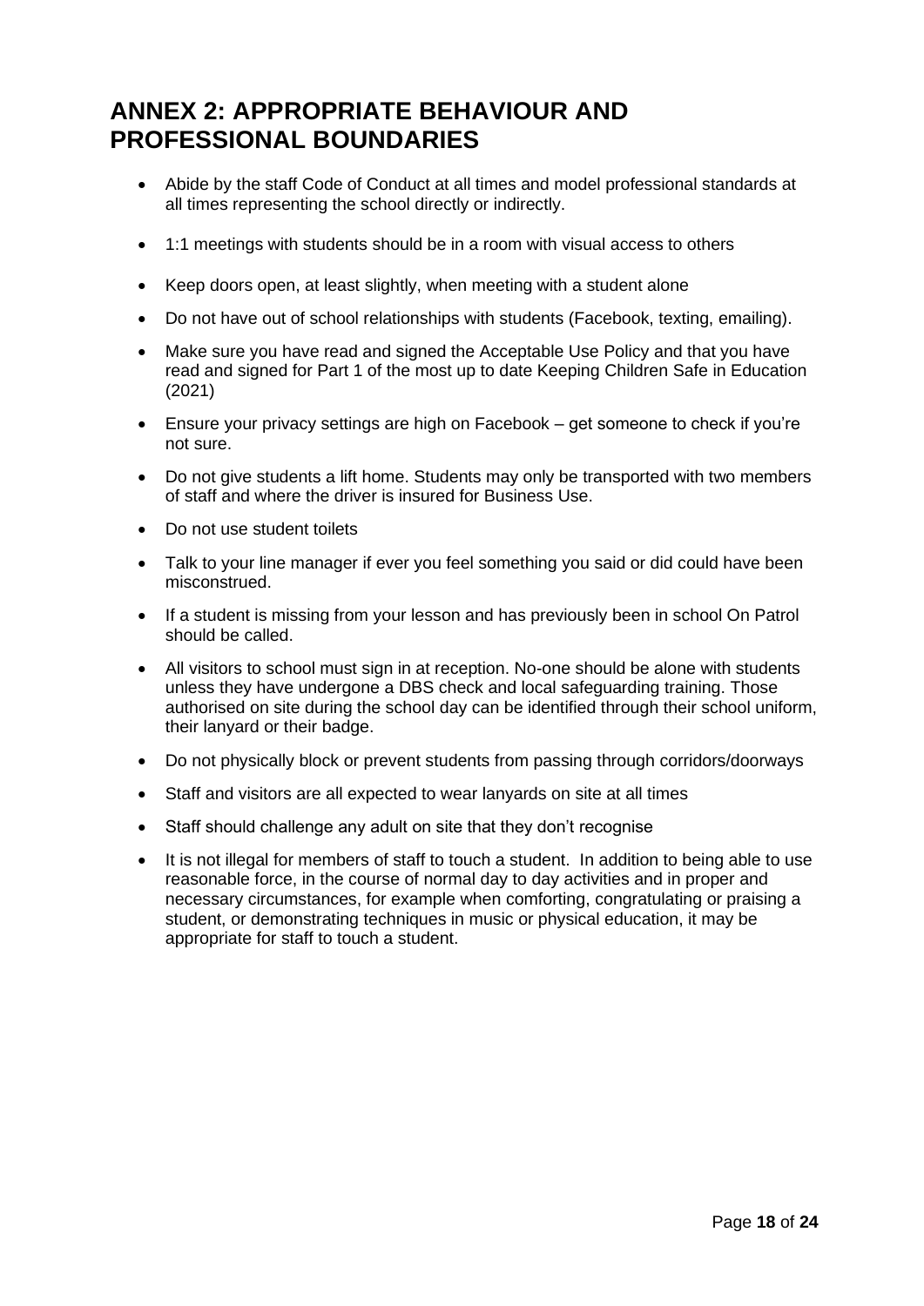# ANNEX 2: APPROPRIATE BEHAVIOUR AND PROFESSIONAL BOUNDARIES

- Abide by the staff Code of Conduct at all times and model professional standards at all times representing the school directly or indirectly.
- 1:1 meetings with students should be in a room with visual access to others
- Keep doors open, at least slightly, when meeting with a student alone
- Do not have out of school relationships with students (Facebook, texting, emailing).
- Make sure you have read and signed the Acceptable Use Policy and that you have read and signed for Part 1 of the most up to date Keeping Children Safe in Education (2021)
- Ensure your privacy settings are high on Facebook – get someone to check if you're not sure.
- Do not give students a lift home. Students may only be transported with two members of staff and where the driver is insured for Business Use.
- Do not use student toilets
- Talk to your line manager if ever you feel something you said or did could have been misconstrued.
- If a student is missing from your lesson and has previously been in school On Patrol should be called.
- All visitors to school must sign in at reception. No-one should be alone with students unless they have undergone a DBS check and local safeguarding training. Those authorised on site during the school day can be identified through their school uniform, their lanyard or their badge.
- Do not physically block or prevent students from passing through corridors/doorways
- Staff and visitors are all expected to wear lanyards on site at all times
- Staff should challenge any adult on site that they don't recognise
- It is not illegal for members of staff to touch a student. In addition to being able to use reasonable force, in the course of normal day to day activities and in proper and necessary circumstances, for example when comforting, congratulating or praising a student, or demonstrating techniques in music or physical education, it may be appropriate for staff to touch a student.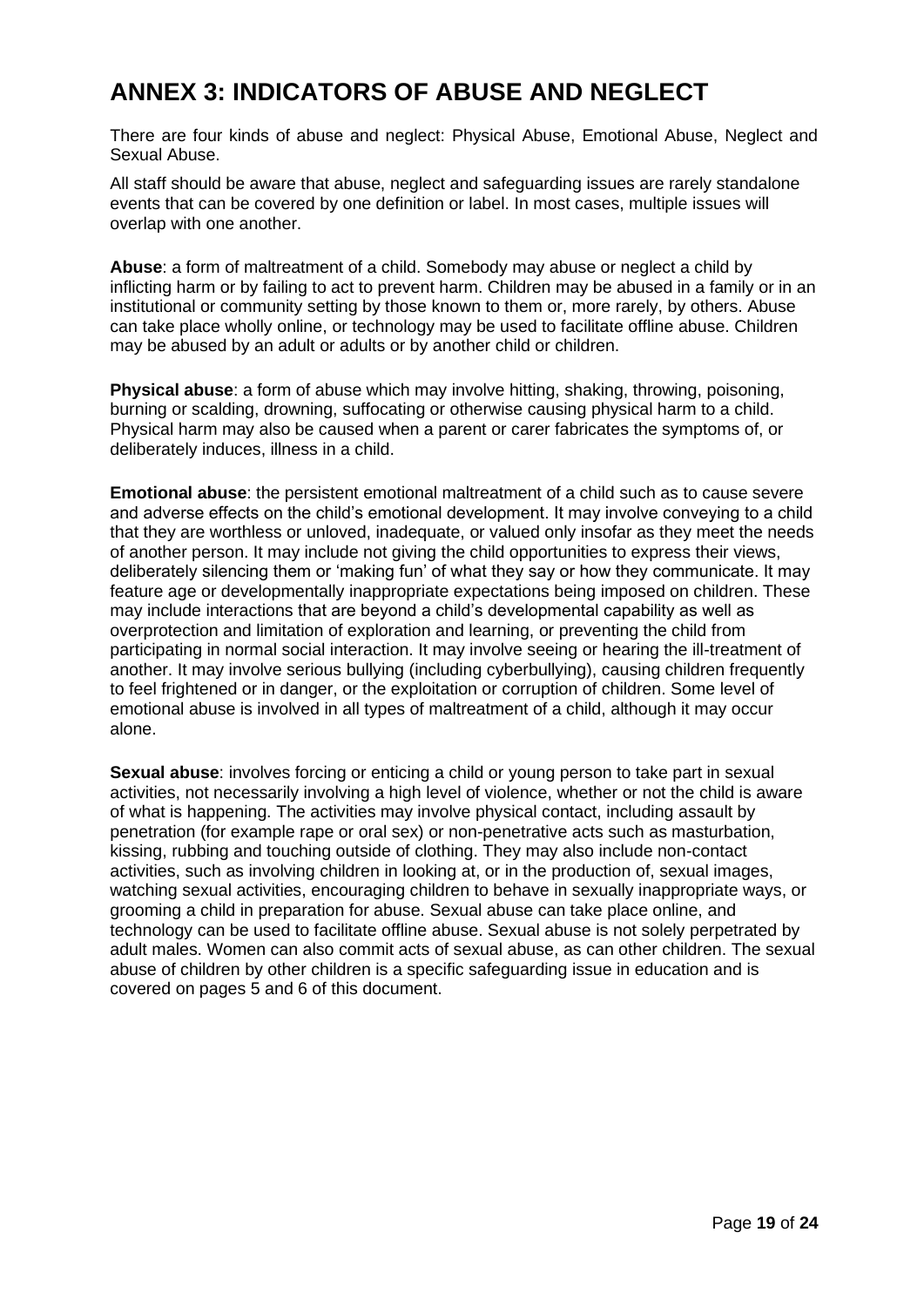# ANNEX 3: INDICATORS OF ABUSE AND NEGLECT

There are four kinds of abuse and neglect: Physical Abuse, Emotional Abuse, Neglect and Sexual Abuse.

All staff should be aware that abuse, neglect and safeguarding issues are rarely standalone events that can be covered by one definition or label. In most cases, multiple issues will overlap with one another.

**Abuse**: a form of maltreatment of a child. Somebody may abuse or neglect a child by inflicting harm or by failing to act to prevent harm. Children may be abused in a family or in an institutional or community setting by those known to them or, more rarely, by others. Abuse can take place wholly online, or technology may be used to facilitate offline abuse. Children may be abused by an adult or adults or by another child or children.

**Physical abuse**: a form of abuse which may involve hitting, shaking, throwing, poisoning, burning or scalding, drowning, suffocating or otherwise causing physical harm to a child. Physical harm may also be caused when a parent or carer fabricates the symptoms of, or deliberately induces, illness in a child.

**Emotional abuse**: the persistent emotional maltreatment of a child such as to cause severe and adverse effects on the child's emotional development. It may involve conveying to a child that they are worthless or unloved, inadequate, or valued only insofar as they meet the needs of another person. It may include not giving the child opportunities to express their views, deliberately silencing them or 'making fun' of what they say or how they communicate. It may feature age or developmentally inappropriate expectations being imposed on children. These may include interactions that are beyond a child's developmental capability as well as overprotection and limitation of exploration and learning, or preventing the child from participating in normal social interaction. It may involve seeing or hearing the ill-treatment of another. It may involve serious bullying (including cyberbullying), causing children frequently to feel frightened or in danger, or the exploitation or corruption of children. Some level of emotional abuse is involved in all types of maltreatment of a child, although it may occur alone.

**Sexual abuse**: involves forcing or enticing a child or young person to take part in sexual activities, not necessarily involving a high level of violence, whether or not the child is aware of what is happening. The activities may involve physical contact, including assault by penetration (for example rape or oral sex) or non-penetrative acts such as masturbation, kissing, rubbing and touching outside of clothing. They may also include non-contact activities, such as involving children in looking at, or in the production of, sexual images, watching sexual activities, encouraging children to behave in sexually inappropriate ways, or grooming a child in preparation for abuse. Sexual abuse can take place online, and technology can be used to facilitate offline abuse. Sexual abuse is not solely perpetrated by adult males. Women can also commit acts of sexual abuse, as can other children. The sexual abuse of children by other children is a specific safeguarding issue in education and is covered on pages 5 and 6 of this document.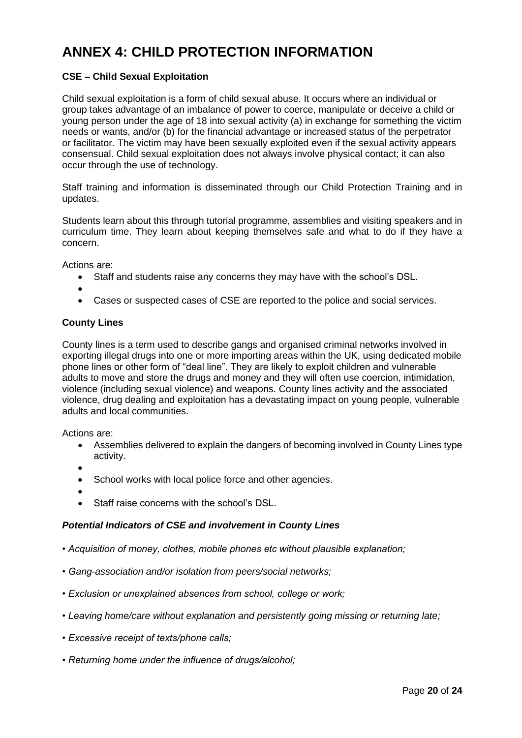# ANNEX 4: CHILD PROTECTION INFORMATION

**CSE – Child Sexual Exploitation**

Child sexual exploitation is a form of child sexual abuse. It occurs where an individual or group takes advantage of an imbalance of power to coerce, manipulate or deceive a child or young person under the age of 18 into sexual activity (a) in exchange for something the victim needs or wants, and/or (b) for the financial advantage or increased status of the perpetrator or facilitator. The victim may have been sexually exploited even if the sexual activity appears consensual. Child sexual exploitation does not always involve physical contact; it can also occur through the use of technology.

Staff training and information is disseminated through our Child Protection Training and in updates.

Students learn about this through tutorial programme, assemblies and visiting speakers and in curriculum time. They learn about keeping themselves safe and what to do if they have a concern.

Actions are:

- Staff and students raise any concerns they may have with the school's DSL.
- 
- Cases or suspected cases of CSE are reported to the police and social services.

**County Lines**

County lines is a term used to describe gangs and organised criminal networks involved in exporting illegal drugs into one or more importing areas within the UK, using dedicated mobile phone lines or other form of "deal line". They are likely to exploit children and vulnerable adults to move and store the drugs and money and they will often use coercion, intimidation, violence (including sexual violence) and weapons. County lines activity and the associated violence, drug dealing and exploitation has a devastating impact on young people, vulnerable adults and local communities.

Actions are:

- Assemblies delivered to explain the dangers of becoming involved in County Lines type activity.
- 
- School works with local police force and other agencies.
- 
- Staff raise concerns with the school's DSL.

***Potential Indicators of CSE and involvement in County Lines***

- *Acquisition of money, clothes, mobile phones etc without plausible explanation;*
- *Gang-association and/or isolation from peers/social networks;*
- *Exclusion or unexplained absences from school, college or work;*
- *Leaving home/care without explanation and persistently going missing or returning late;*
- *Excessive receipt of texts/phone calls;*
- *Returning home under the influence of drugs/alcohol;*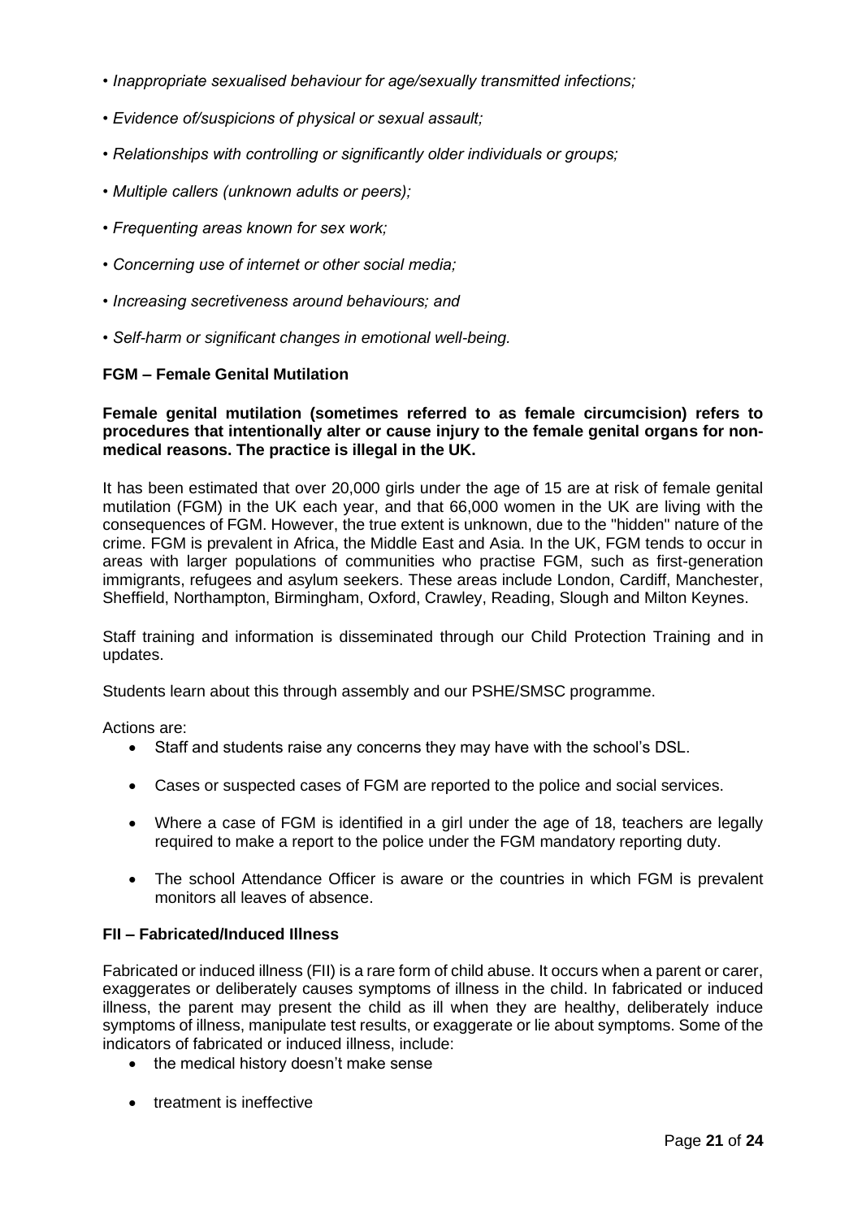- *Inappropriate sexualised behaviour for age/sexually transmitted infections;*
- *Evidence of/suspicions of physical or sexual assault;*
- *Relationships with controlling or significantly older individuals or groups;*
- *Multiple callers (unknown adults or peers);*
- *Frequenting areas known for sex work;*
- *Concerning use of internet or other social media;*
- *Increasing secretiveness around behaviours; and*
- *Self-harm or significant changes in emotional well-being.*

**FGM – Female Genital Mutilation**

**Female genital mutilation (sometimes referred to as female circumcision) refers to procedures that intentionally alter or cause injury to the female genital organs for non-medical reasons. The practice is illegal in the UK.**

It has been estimated that over 20,000 girls under the age of 15 are at risk of female genital mutilation (FGM) in the UK each year, and that 66,000 women in the UK are living with the consequences of FGM. However, the true extent is unknown, due to the "hidden" nature of the crime. FGM is prevalent in Africa, the Middle East and Asia. In the UK, FGM tends to occur in areas with larger populations of communities who practise FGM, such as first-generation immigrants, refugees and asylum seekers. These areas include London, Cardiff, Manchester, Sheffield, Northampton, Birmingham, Oxford, Crawley, Reading, Slough and Milton Keynes.

Staff training and information is disseminated through our Child Protection Training and in updates.

Students learn about this through assembly and our PSHE/SMSC programme.

Actions are:

- Staff and students raise any concerns they may have with the school's DSL.
- Cases or suspected cases of FGM are reported to the police and social services.
- Where a case of FGM is identified in a girl under the age of 18, teachers are legally required to make a report to the police under the FGM mandatory reporting duty.
- The school Attendance Officer is aware or the countries in which FGM is prevalent monitors all leaves of absence.

**FII – Fabricated/Induced Illness**

Fabricated or induced illness (FII) is a rare form of child abuse. It occurs when a parent or carer, exaggerates or deliberately causes symptoms of illness in the child. In fabricated or induced illness, the parent may present the child as ill when they are healthy, deliberately induce symptoms of illness, manipulate test results, or exaggerate or lie about symptoms. Some of the indicators of fabricated or induced illness, include:

- the medical history doesn't make sense
- treatment is ineffective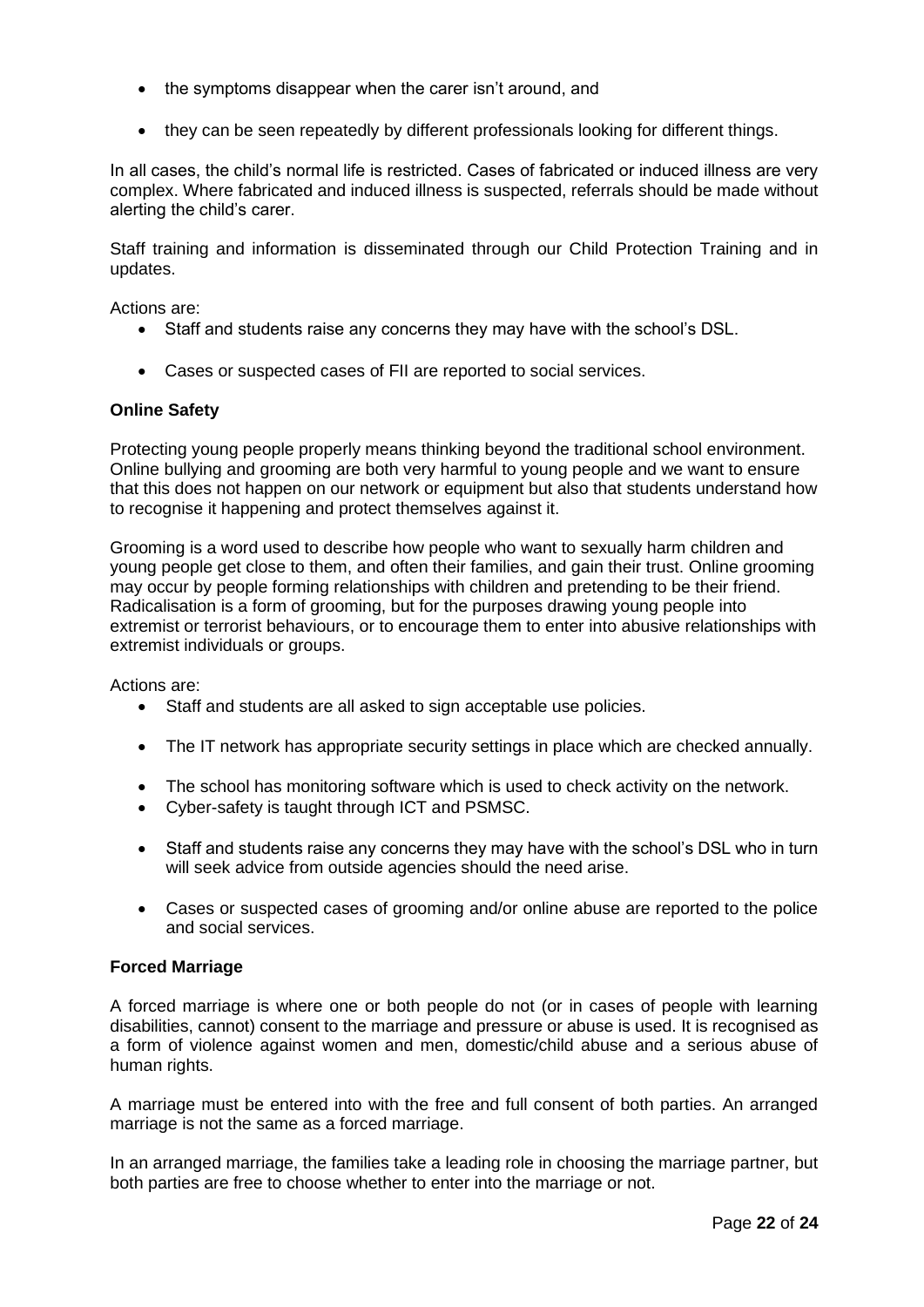- the symptoms disappear when the carer isn't around, and
- they can be seen repeatedly by different professionals looking for different things.

In all cases, the child's normal life is restricted. Cases of fabricated or induced illness are very complex. Where fabricated and induced illness is suspected, referrals should be made without alerting the child's carer.

Staff training and information is disseminated through our Child Protection Training and in updates.

Actions are:

- Staff and students raise any concerns they may have with the school's DSL.
- Cases or suspected cases of FII are reported to social services.

**Online Safety**

Protecting young people properly means thinking beyond the traditional school environment. Online bullying and grooming are both very harmful to young people and we want to ensure that this does not happen on our network or equipment but also that students understand how to recognise it happening and protect themselves against it.

Grooming is a word used to describe how people who want to sexually harm children and young people get close to them, and often their families, and gain their trust. Online grooming may occur by people forming relationships with children and pretending to be their friend. Radicalisation is a form of grooming, but for the purposes drawing young people into extremist or terrorist behaviours, or to encourage them to enter into abusive relationships with extremist individuals or groups.

Actions are:

- Staff and students are all asked to sign acceptable use policies.
- The IT network has appropriate security settings in place which are checked annually.
- The school has monitoring software which is used to check activity on the network.
- Cyber-safety is taught through ICT and PSMSC.
- Staff and students raise any concerns they may have with the school's DSL who in turn will seek advice from outside agencies should the need arise.
- Cases or suspected cases of grooming and/or online abuse are reported to the police and social services.

**Forced Marriage**

A forced marriage is where one or both people do not (or in cases of people with learning disabilities, cannot) consent to the marriage and pressure or abuse is used. It is recognised as a form of violence against women and men, domestic/child abuse and a serious abuse of human rights.

A marriage must be entered into with the free and full consent of both parties. An arranged marriage is not the same as a forced marriage.

In an arranged marriage, the families take a leading role in choosing the marriage partner, but both parties are free to choose whether to enter into the marriage or not.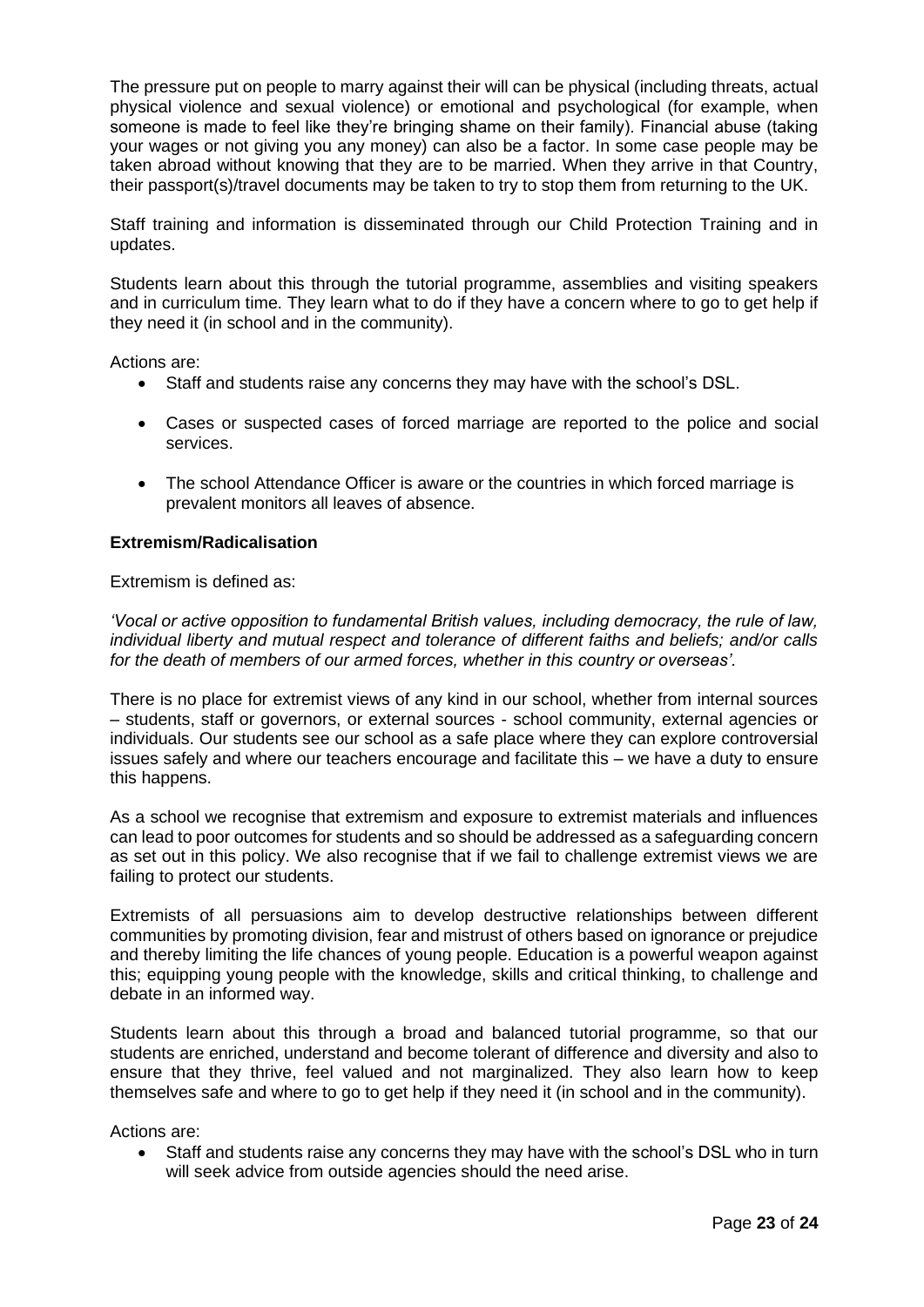The pressure put on people to marry against their will can be physical (including threats, actual physical violence and sexual violence) or emotional and psychological (for example, when someone is made to feel like they're bringing shame on their family). Financial abuse (taking your wages or not giving you any money) can also be a factor. In some case people may be taken abroad without knowing that they are to be married. When they arrive in that Country, their passport(s)/travel documents may be taken to try to stop them from returning to the UK.

Staff training and information is disseminated through our Child Protection Training and in updates.

Students learn about this through the tutorial programme, assemblies and visiting speakers and in curriculum time. They learn what to do if they have a concern where to go to get help if they need it (in school and in the community).

Actions are:

- Staff and students raise any concerns they may have with the school's DSL.
- Cases or suspected cases of forced marriage are reported to the police and social services.
- The school Attendance Officer is aware or the countries in which forced marriage is prevalent monitors all leaves of absence.

**Extremism/Radicalisation**

Extremism is defined as:

*'Vocal or active opposition to fundamental British values, including democracy, the rule of law, individual liberty and mutual respect and tolerance of different faiths and beliefs; and/or calls for the death of members of our armed forces, whether in this country or overseas'.*

There is no place for extremist views of any kind in our school, whether from internal sources – students, staff or governors, or external sources - school community, external agencies or individuals. Our students see our school as a safe place where they can explore controversial issues safely and where our teachers encourage and facilitate this – we have a duty to ensure this happens.

As a school we recognise that extremism and exposure to extremist materials and influences can lead to poor outcomes for students and so should be addressed as a safeguarding concern as set out in this policy. We also recognise that if we fail to challenge extremist views we are failing to protect our students.

Extremists of all persuasions aim to develop destructive relationships between different communities by promoting division, fear and mistrust of others based on ignorance or prejudice and thereby limiting the life chances of young people. Education is a powerful weapon against this; equipping young people with the knowledge, skills and critical thinking, to challenge and debate in an informed way.

Students learn about this through a broad and balanced tutorial programme, so that our students are enriched, understand and become tolerant of difference and diversity and also to ensure that they thrive, feel valued and not marginalized. They also learn how to keep themselves safe and where to go to get help if they need it (in school and in the community).

Actions are:

- Staff and students raise any concerns they may have with the school's DSL who in turn will seek advice from outside agencies should the need arise.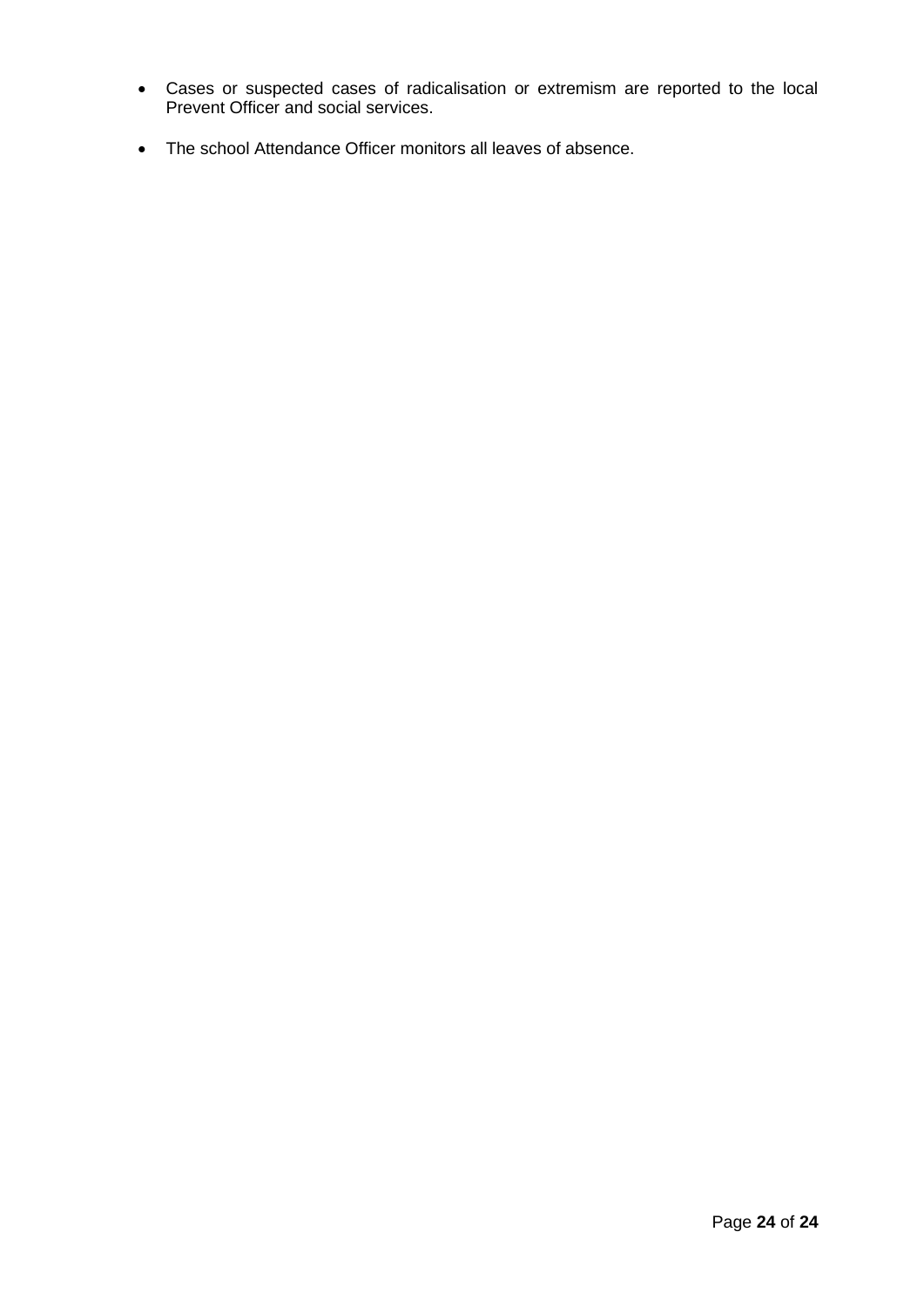- Cases or suspected cases of radicalisation or extremism are reported to the local Prevent Officer and social services.
- The school Attendance Officer monitors all leaves of absence.